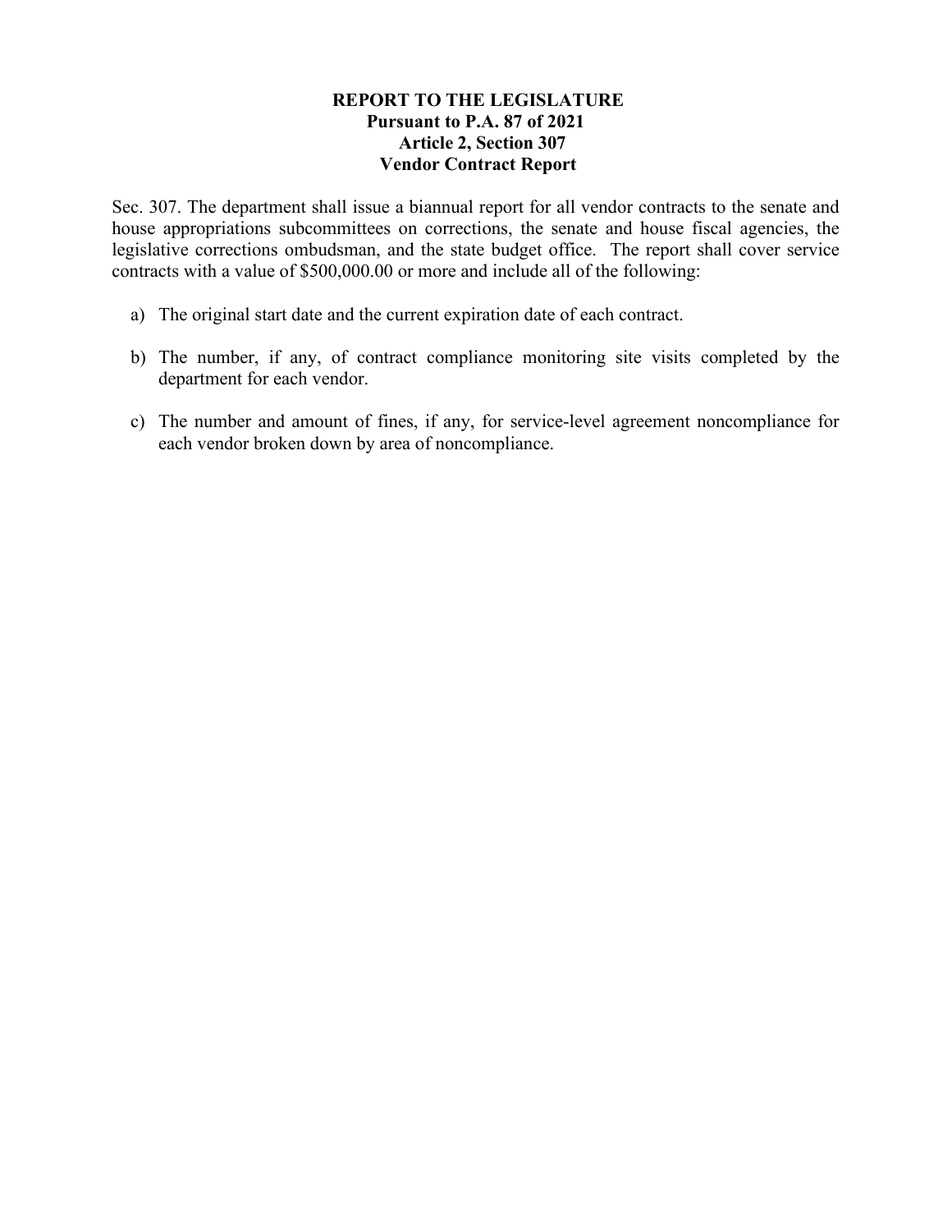# REPORT TO THE LEGISLATURE
## Pursuant to P.A. 87 of 2021
## Article 2, Section 307
## Vendor Contract Report

Sec. 307. The department shall issue a biannual report for all vendor contracts to the senate and house appropriations subcommittees on corrections, the senate and house fiscal agencies, the legislative corrections ombudsman, and the state budget office. The report shall cover service contracts with a value of $500,000.00 or more and include all of the following:

a) The original start date and the current expiration date of each contract.

b) The number, if any, of contract compliance monitoring site visits completed by the department for each vendor.

c) The number and amount of fines, if any, for service-level agreement noncompliance for each vendor broken down by area of noncompliance.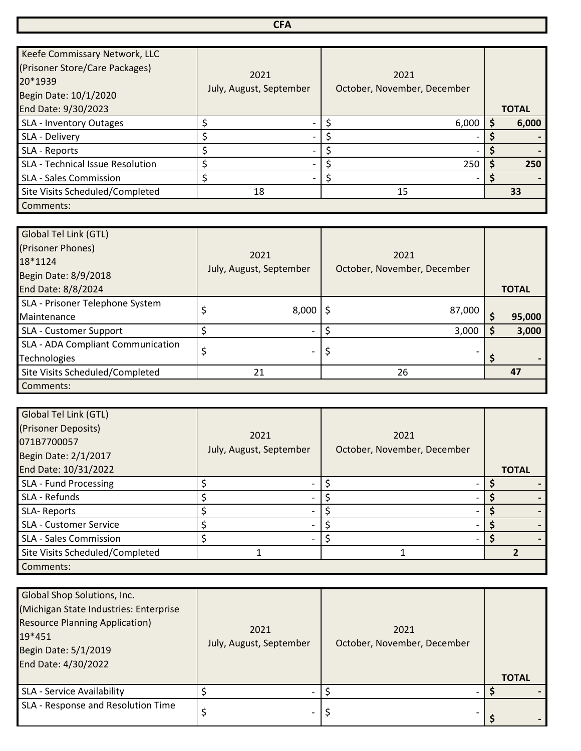## CFA

| Keefe Commissary Network, LLC<br>(Prisoner Store/Care Packages)<br>20*1939<br>Begin Date: 10/1/2020<br>End Date: 9/30/2023 | 2021<br>July, August, September | 2021<br>October, November, December | TOTAL |
|---|---|---|---|
| SLA - Inventory Outages | $ - | $ 6,000 | **$ 6,000** |
| SLA - Delivery | $ - | $ - | **$ -** |
| SLA - Reports | $ - | $ - | **$ -** |
| SLA - Technical Issue Resolution | $ - | $ 250 | **$ 250** |
| SLA - Sales Commission | $ - | $ - | **$ -** |
| Site Visits Scheduled/Completed | 18 | 15 | **33** |
| Comments: | | | |

| Global Tel Link (GTL)<br>(Prisoner Phones)<br>18*1124<br>Begin Date: 8/9/2018<br>End Date: 8/8/2024 | 2021<br>July, August, September | 2021<br>October, November, December | TOTAL |
|---|---|---|---|
| SLA - Prisoner Telephone System Maintenance | $ 8,000 | $ 87,000 | **$ 95,000** |
| SLA - Customer Support | $ - | $ 3,000 | **$ 3,000** |
| SLA - ADA Compliant Communication Technologies | $ - | $ - | **$ -** |
| Site Visits Scheduled/Completed | 21 | 26 | **47** |
| Comments: | | | |

| Global Tel Link (GTL)<br>(Prisoner Deposits)<br>071B7700057<br>Begin Date: 2/1/2017<br>End Date: 10/31/2022 | 2021<br>July, August, September | 2021<br>October, November, December | TOTAL |
|---|---|---|---|
| SLA - Fund Processing | $ - | $ - | **$ -** |
| SLA - Refunds | $ - | $ - | **$ -** |
| SLA- Reports | $ - | $ - | **$ -** |
| SLA - Customer Service | $ - | $ - | **$ -** |
| SLA - Sales Commission | $ - | $ - | **$ -** |
| Site Visits Scheduled/Completed | 1 | 1 | **2** |
| Comments: | | | |

| Global Shop Solutions, Inc.<br>(Michigan State Industries: Enterprise Resource Planning Application)<br>19*451<br>Begin Date: 5/1/2019<br>End Date: 4/30/2022 | 2021<br>July, August, September | 2021<br>October, November, December | TOTAL |
|---|---|---|---|
| SLA - Service Availability | $ - | $ - | **$ -** |
| SLA - Response and Resolution Time | $ - | $ - | **$ -** |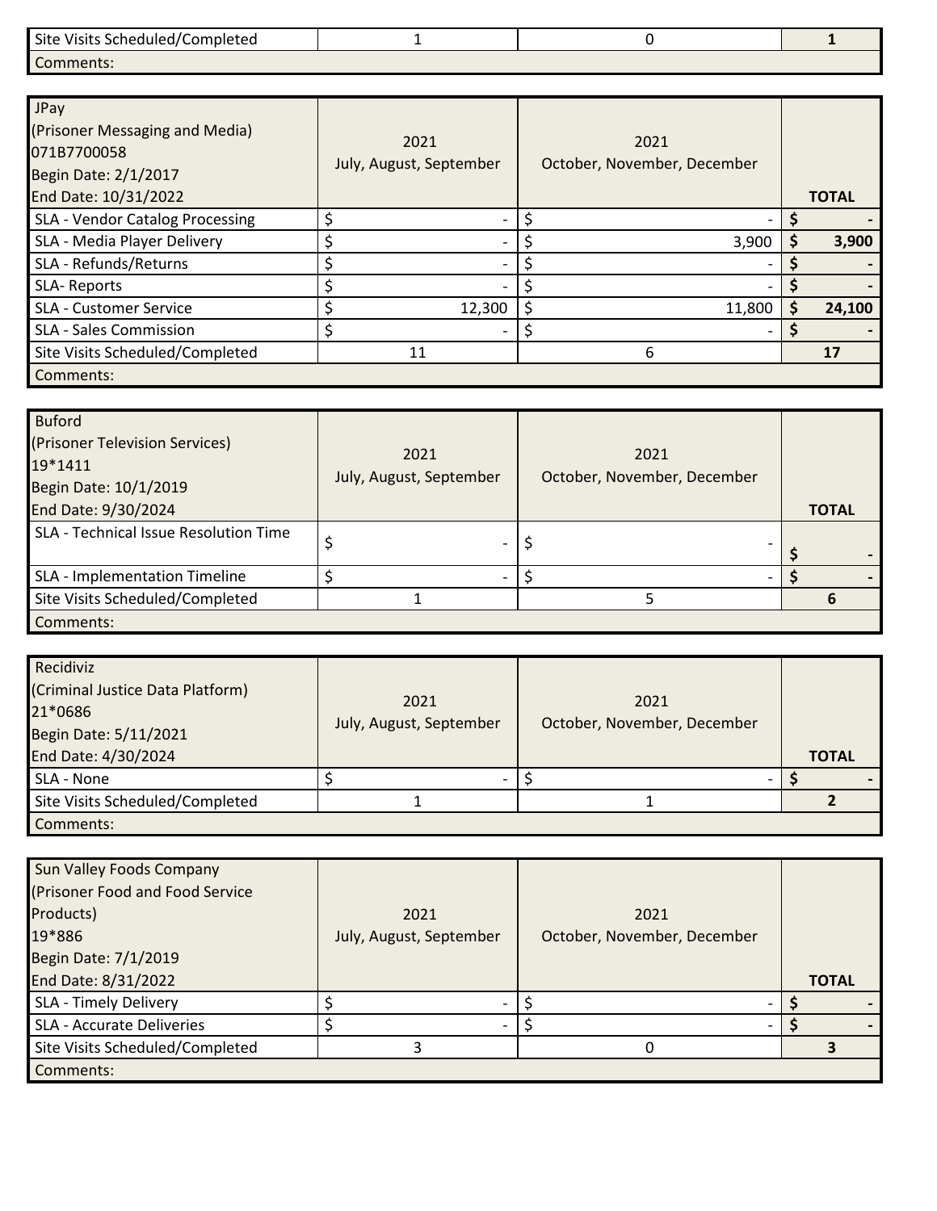| Site Visits Scheduled/Completed | 1 | 0 | **1** |
| --- | --- | --- | --- |
| Comments: | | | |

| JPay<br>(Prisoner Messaging and Media)<br>071B7700058<br>Begin Date: 2/1/2017<br>End Date: 10/31/2022 | 2021<br>July, August, September | 2021<br>October, November, December | **TOTAL** |
| --- | --- | --- | --- |
| SLA - Vendor Catalog Processing | $ - | $ - | **$ -** |
| SLA - Media Player Delivery | $ - | $ 3,900 | **$ 3,900** |
| SLA - Refunds/Returns | $ - | $ - | **$ -** |
| SLA- Reports | $ - | $ - | **$ -** |
| SLA - Customer Service | $ 12,300 | $ 11,800 | **$ 24,100** |
| SLA - Sales Commission | $ - | $ - | **$ -** |
| Site Visits Scheduled/Completed | 11 | 6 | **17** |
| Comments: | | | |

| Buford<br>(Prisoner Television Services)<br>19*1411<br>Begin Date: 10/1/2019<br>End Date: 9/30/2024 | 2021<br>July, August, September | 2021<br>October, November, December | **TOTAL** |
| --- | --- | --- | --- |
| SLA - Technical Issue Resolution Time | $ - | $ - | **$ -** |
| SLA - Implementation Timeline | $ - | $ - | **$ -** |
| Site Visits Scheduled/Completed | 1 | 5 | **6** |
| Comments: | | | |

| Recidiviz<br>(Criminal Justice Data Platform)<br>21*0686<br>Begin Date: 5/11/2021<br>End Date: 4/30/2024 | 2021<br>July, August, September | 2021<br>October, November, December | **TOTAL** |
| --- | --- | --- | --- |
| SLA - None | $ - | $ - | **$ -** |
| Site Visits Scheduled/Completed | 1 | 1 | **2** |
| Comments: | | | |

| Sun Valley Foods Company<br>(Prisoner Food and Food Service Products)<br>19*886<br>Begin Date: 7/1/2019<br>End Date: 8/31/2022 | 2021<br>July, August, September | 2021<br>October, November, December | **TOTAL** |
| --- | --- | --- | --- |
| SLA - Timely Delivery | $ - | $ - | **$ -** |
| SLA - Accurate Deliveries | $ - | $ - | **$ -** |
| Site Visits Scheduled/Completed | 3 | 0 | **3** |
| Comments: | | | |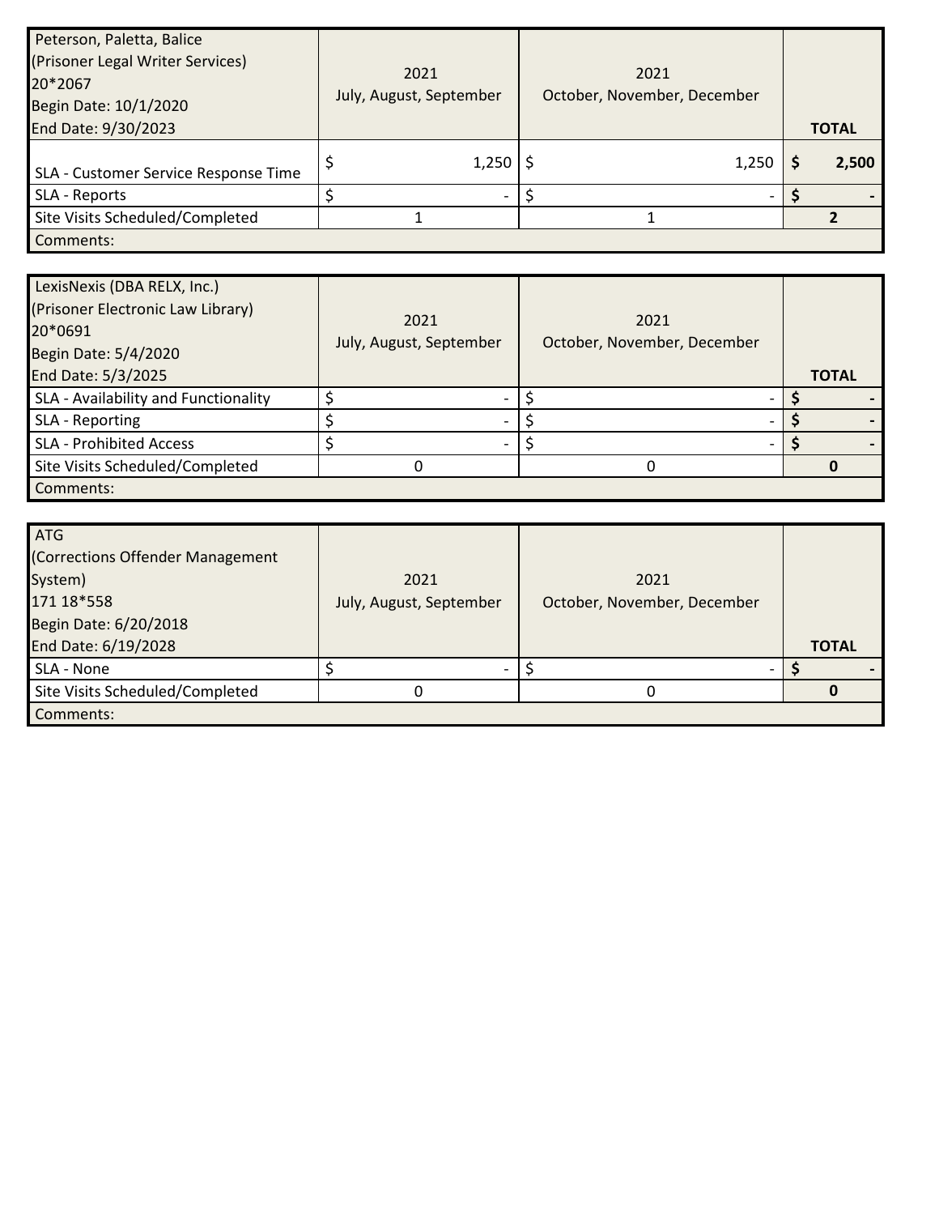| Peterson, Paletta, Balice<br>(Prisoner Legal Writer Services)<br>20*2067<br>Begin Date: 10/1/2020<br>End Date: 9/30/2023 | 2021<br>July, August, September | 2021<br>October, November, December | TOTAL |
|---|---|---|---|
| SLA - Customer Service Response Time | $ 1,250 | $ 1,250 | $ 2,500 |
| SLA - Reports | $ - | $ - | $ - |
| Site Visits Scheduled/Completed | 1 | 1 | 2 |
| Comments: | | | |

| LexisNexis (DBA RELX, Inc.)<br>(Prisoner Electronic Law Library)<br>20*0691<br>Begin Date: 5/4/2020<br>End Date: 5/3/2025 | 2021<br>July, August, September | 2021<br>October, November, December | TOTAL |
|---|---|---|---|
| SLA - Availability and Functionality | $ - | $ - | $ - |
| SLA - Reporting | $ - | $ - | $ - |
| SLA - Prohibited Access | $ - | $ - | $ - |
| Site Visits Scheduled/Completed | 0 | 0 | 0 |
| Comments: | | | |

| ATG<br>(Corrections Offender Management System)<br>171 18*558<br>Begin Date: 6/20/2018<br>End Date: 6/19/2028 | 2021<br>July, August, September | 2021<br>October, November, December | TOTAL |
|---|---|---|---|
| SLA - None | $ - | $ - | $ - |
| Site Visits Scheduled/Completed | 0 | 0 | 0 |
| Comments: | | | |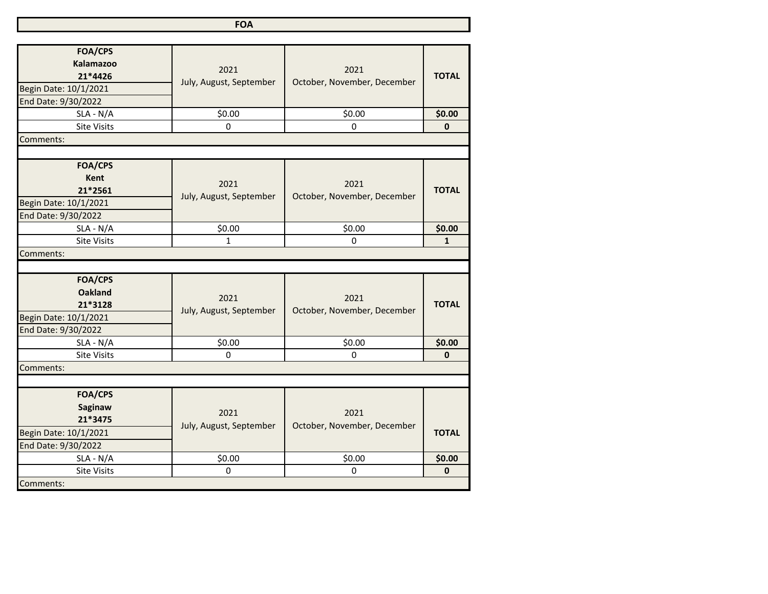# FOA

| FOA/CPS<br>Kalamazoo<br>21*4426 | 2021<br>July, August, September | 2021<br>October, November, December | TOTAL |
|---|---|---|---|
| Begin Date: 10/1/2021 | | | |
| End Date: 9/30/2022 | | | |
| SLA - N/A | $0.00 | $0.00 | **$0.00** |
| Site Visits | 0 | 0 | **0** |
| Comments: | | | |

| FOA/CPS<br>Kent<br>21*2561 | 2021<br>July, August, September | 2021<br>October, November, December | TOTAL |
|---|---|---|---|
| Begin Date: 10/1/2021 | | | |
| End Date: 9/30/2022 | | | |
| SLA - N/A | $0.00 | $0.00 | **$0.00** |
| Site Visits | 1 | 0 | **1** |
| Comments: | | | |

| FOA/CPS<br>Oakland<br>21*3128 | 2021<br>July, August, September | 2021<br>October, November, December | TOTAL |
|---|---|---|---|
| Begin Date: 10/1/2021 | | | |
| End Date: 9/30/2022 | | | |
| SLA - N/A | $0.00 | $0.00 | **$0.00** |
| Site Visits | 0 | 0 | **0** |
| Comments: | | | |

| FOA/CPS<br>Saginaw<br>21*3475 | 2021<br>July, August, September | 2021<br>October, November, December | TOTAL |
|---|---|---|---|
| Begin Date: 10/1/2021 | | | |
| End Date: 9/30/2022 | | | |
| SLA - N/A | $0.00 | $0.00 | **$0.00** |
| Site Visits | 0 | 0 | **0** |
| Comments: | | | |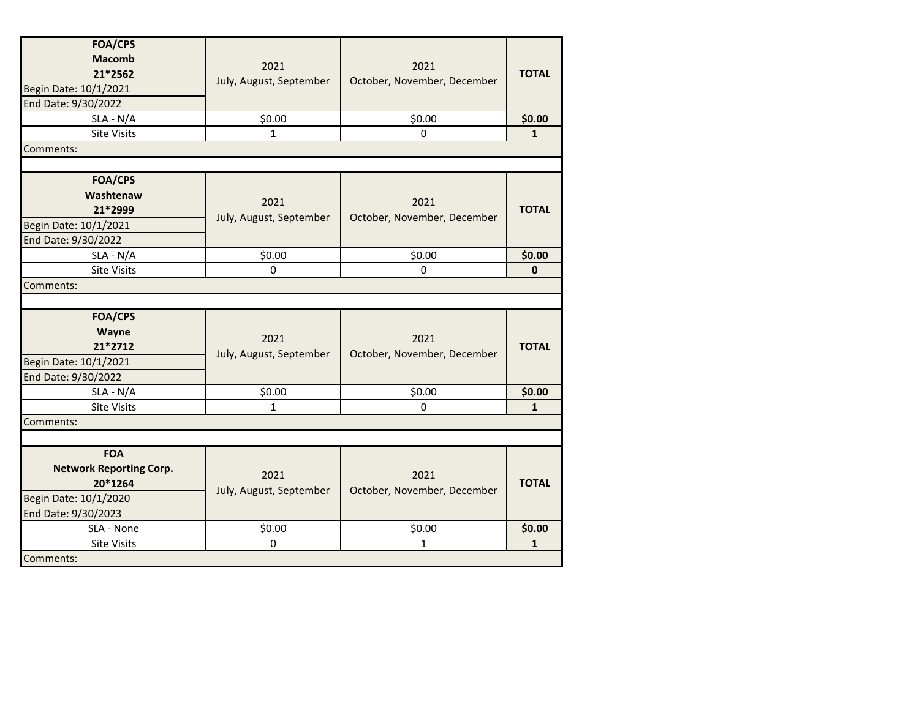| FOA/CPS<br>Macomb<br>21*2562<br>Begin Date: 10/1/2021<br>End Date: 9/30/2022 | 2021<br>July, August, September | 2021<br>October, November, December | **TOTAL** |
|---|---|---|---|
| SLA - N/A | $0.00 | $0.00 | **$0.00** |
| Site Visits | 1 | 0 | **1** |
| Comments: | | | |

| FOA/CPS<br>Washtenaw<br>21*2999<br>Begin Date: 10/1/2021<br>End Date: 9/30/2022 | 2021<br>July, August, September | 2021<br>October, November, December | **TOTAL** |
|---|---|---|---|
| SLA - N/A | $0.00 | $0.00 | **$0.00** |
| Site Visits | 0 | 0 | **0** |
| Comments: | | | |

| FOA/CPS<br>Wayne<br>21*2712<br>Begin Date: 10/1/2021<br>End Date: 9/30/2022 | 2021<br>July, August, September | 2021<br>October, November, December | **TOTAL** |
|---|---|---|---|
| SLA - N/A | $0.00 | $0.00 | **$0.00** |
| Site Visits | 1 | 0 | **1** |
| Comments: | | | |

| FOA<br>Network Reporting Corp.<br>20*1264<br>Begin Date: 10/1/2020<br>End Date: 9/30/2023 | 2021<br>July, August, September | 2021<br>October, November, December | **TOTAL** |
|---|---|---|---|
| SLA - None | $0.00 | $0.00 | **$0.00** |
| Site Visits | 0 | 1 | **1** |
| Comments: | | | |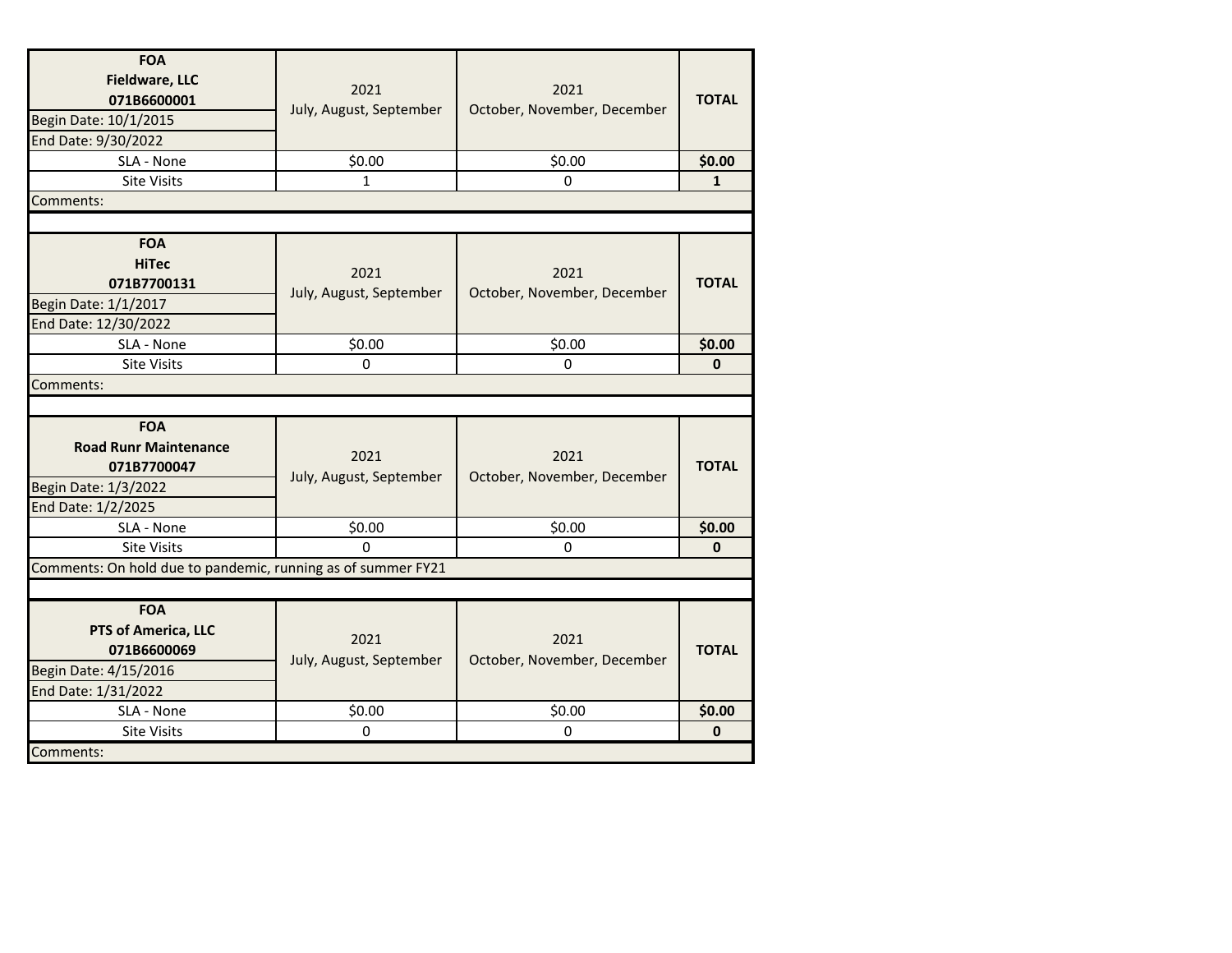| FOA<br>**Fieldware, LLC**<br>**071B6600001**<br>Begin Date: 10/1/2015<br>End Date: 9/30/2022 | 2021<br>July, August, September | 2021<br>October, November, December | **TOTAL** |
|---|---|---|---|
| SLA - None | $0.00 | $0.00 | **$0.00** |
| Site Visits | 1 | 0 | **1** |
| Comments: | | | |

| FOA<br>**HiTec**<br>**071B7700131**<br>Begin Date: 1/1/2017<br>End Date: 12/30/2022 | 2021<br>July, August, September | 2021<br>October, November, December | **TOTAL** |
|---|---|---|---|
| SLA - None | $0.00 | $0.00 | **$0.00** |
| Site Visits | 0 | 0 | **0** |
| Comments: | | | |

| FOA<br>**Road Runr Maintenance**<br>**071B7700047**<br>Begin Date: 1/3/2022<br>End Date: 1/2/2025 | 2021<br>July, August, September | 2021<br>October, November, December | **TOTAL** |
|---|---|---|---|
| SLA - None | $0.00 | $0.00 | **$0.00** |
| Site Visits | 0 | 0 | **0** |
| Comments: On hold due to pandemic, running as of summer FY21 | | | |

| FOA<br>**PTS of America, LLC**<br>**071B6600069**<br>Begin Date: 4/15/2016<br>End Date: 1/31/2022 | 2021<br>July, August, September | 2021<br>October, November, December | **TOTAL** |
|---|---|---|---|
| SLA - None | $0.00 | $0.00 | **$0.00** |
| Site Visits | 0 | 0 | **0** |
| Comments: | | | |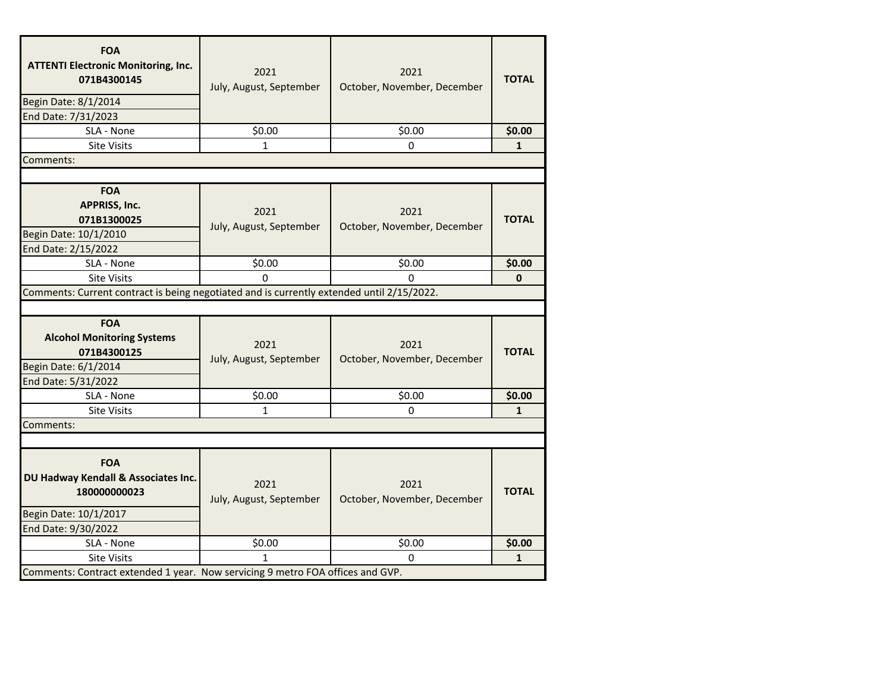| FOA<br>ATTENTI Electronic Monitoring, Inc.<br>071B4300145<br>Begin Date: 8/1/2014<br>End Date: 7/31/2023 | 2021<br>July, August, September | 2021<br>October, November, December | TOTAL |
|---|---|---|---|
| SLA - None | $0.00 | $0.00 | **$0.00** |
| Site Visits | 1 | 0 | **1** |
| Comments: | | | |

| FOA<br>APPRISS, Inc.<br>071B1300025<br>Begin Date: 10/1/2010<br>End Date: 2/15/2022 | 2021<br>July, August, September | 2021<br>October, November, December | TOTAL |
|---|---|---|---|
| SLA - None | $0.00 | $0.00 | **$0.00** |
| Site Visits | 0 | 0 | **0** |
| Comments: Current contract is being negotiated and is currently extended until 2/15/2022. | | | |

| FOA<br>Alcohol Monitoring Systems<br>071B4300125<br>Begin Date: 6/1/2014<br>End Date: 5/31/2022 | 2021<br>July, August, September | 2021<br>October, November, December | TOTAL |
|---|---|---|---|
| SLA - None | $0.00 | $0.00 | **$0.00** |
| Site Visits | 1 | 0 | **1** |
| Comments: | | | |

| FOA<br>DU Hadway Kendall & Associates Inc.<br>180000000023<br>Begin Date: 10/1/2017<br>End Date: 9/30/2022 | 2021<br>July, August, September | 2021<br>October, November, December | TOTAL |
|---|---|---|---|
| SLA - None | $0.00 | $0.00 | **$0.00** |
| Site Visits | 1 | 0 | **1** |
| Comments: Contract extended 1 year. Now servicing 9 metro FOA offices and GVP. | | | |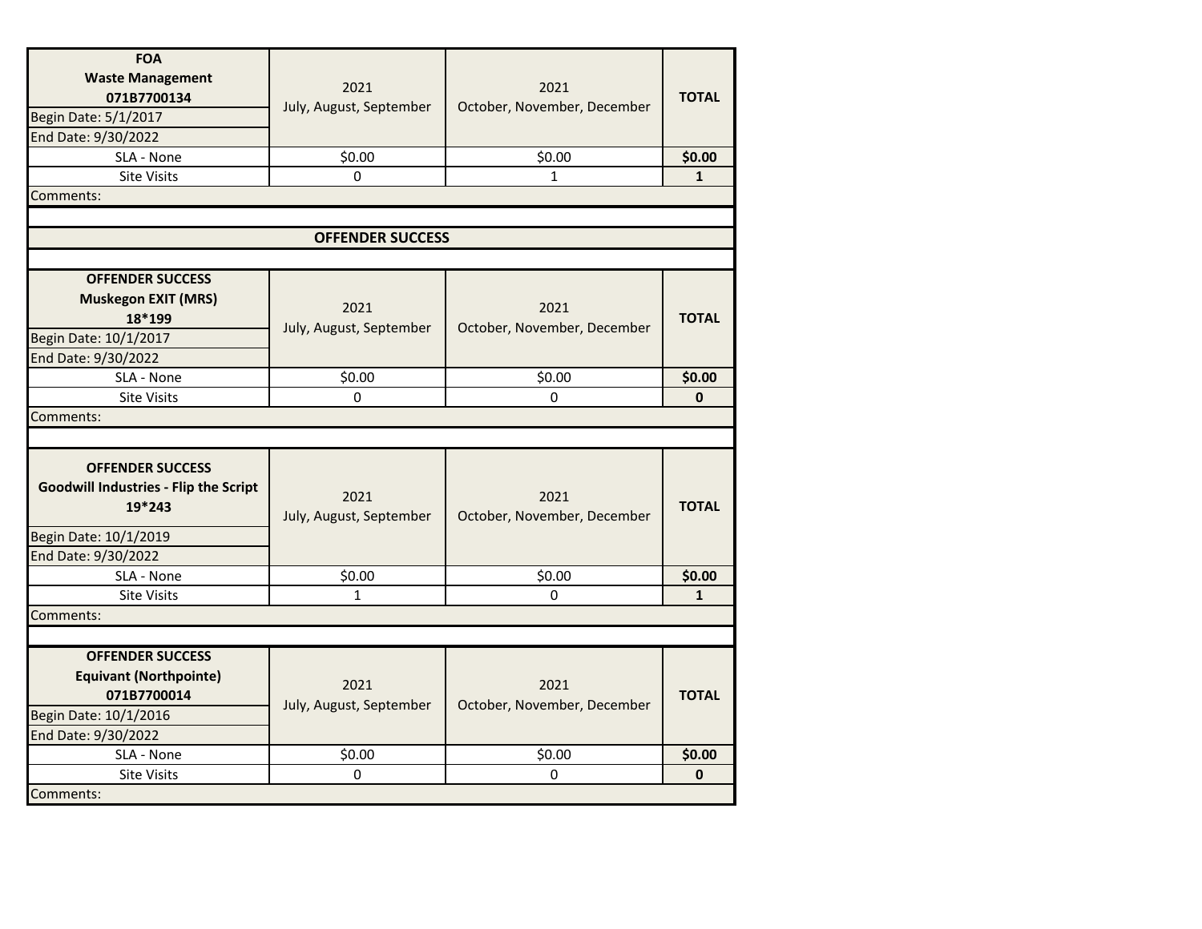| FOA<br>Waste Management<br>071B7700134<br>Begin Date: 5/1/2017<br>End Date: 9/30/2022 | 2021<br>July, August, September | 2021<br>October, November, December | TOTAL |
|---|---|---|---|
| SLA - None | $0.00 | $0.00 | **$0.00** |
| Site Visits | 0 | 1 | **1** |
| Comments: | | | |

## OFFENDER SUCCESS

| OFFENDER SUCCESS<br>Muskegon EXIT (MRS)<br>18*199<br>Begin Date: 10/1/2017<br>End Date: 9/30/2022 | 2021<br>July, August, September | 2021<br>October, November, December | TOTAL |
|---|---|---|---|
| SLA - None | $0.00 | $0.00 | **$0.00** |
| Site Visits | 0 | 0 | **0** |
| Comments: | | | |

| OFFENDER SUCCESS<br>Goodwill Industries - Flip the Script<br>19*243<br>Begin Date: 10/1/2019<br>End Date: 9/30/2022 | 2021<br>July, August, September | 2021<br>October, November, December | TOTAL |
|---|---|---|---|
| SLA - None | $0.00 | $0.00 | **$0.00** |
| Site Visits | 1 | 0 | **1** |
| Comments: | | | |

| OFFENDER SUCCESS<br>Equivant (Northpointe)<br>071B7700014<br>Begin Date: 10/1/2016<br>End Date: 9/30/2022 | 2021<br>July, August, September | 2021<br>October, November, December | TOTAL |
|---|---|---|---|
| SLA - None | $0.00 | $0.00 | **$0.00** |
| Site Visits | 0 | 0 | **0** |
| Comments: | | | |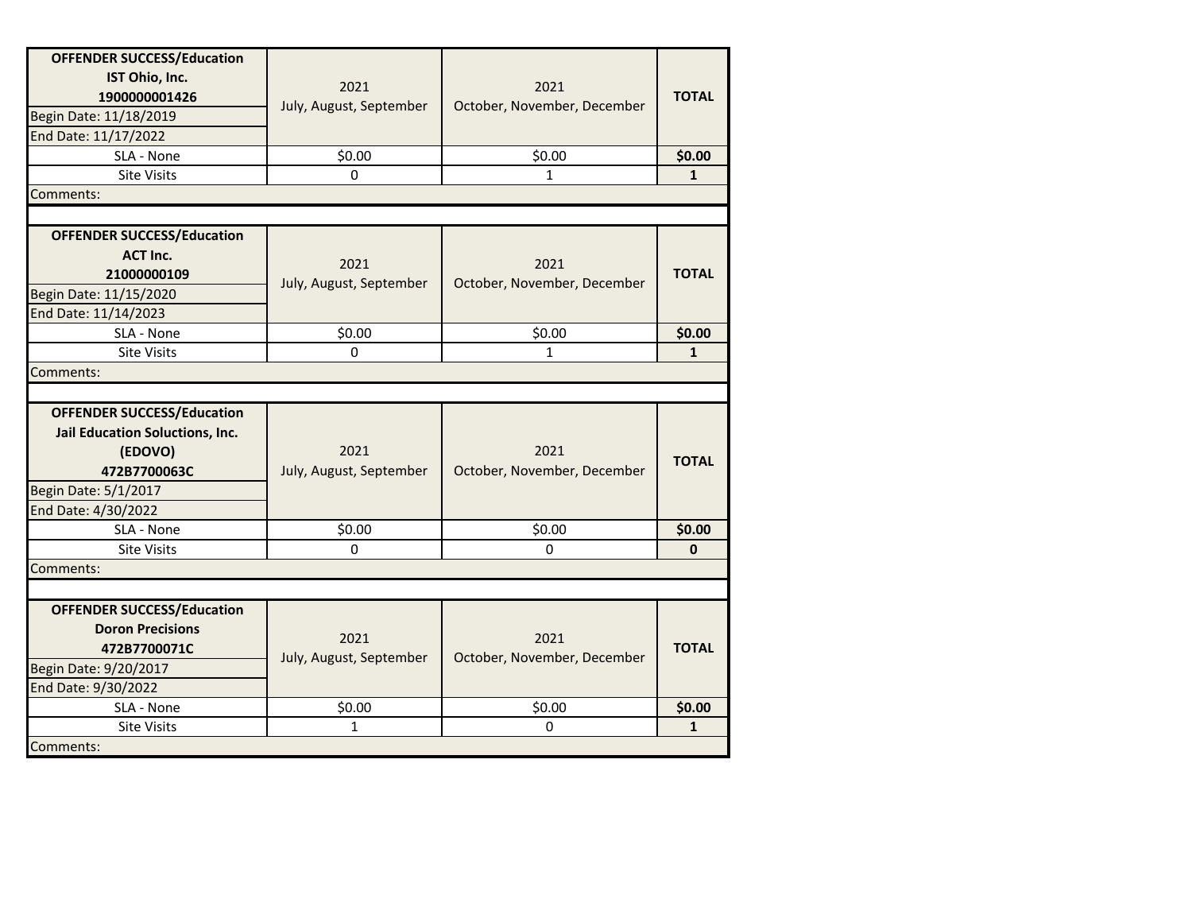| OFFENDER SUCCESS/Education<br>IST Ohio, Inc.<br>1900000001426<br>Begin Date: 11/18/2019<br>End Date: 11/17/2022 | 2021<br>July, August, September | 2021<br>October, November, December | TOTAL |
|---|---|---|---|
| SLA - None | $0.00 | $0.00 | **$0.00** |
| Site Visits | 0 | 1 | **1** |
| Comments: | | | |

| OFFENDER SUCCESS/Education<br>ACT Inc.<br>21000000109<br>Begin Date: 11/15/2020<br>End Date: 11/14/2023 | 2021<br>July, August, September | 2021<br>October, November, December | TOTAL |
|---|---|---|---|
| SLA - None | $0.00 | $0.00 | **$0.00** |
| Site Visits | 0 | 1 | **1** |
| Comments: | | | |

| OFFENDER SUCCESS/Education<br>Jail Education Soluctions, Inc.<br>(EDOVO)<br>472B7700063C<br>Begin Date: 5/1/2017<br>End Date: 4/30/2022 | 2021<br>July, August, September | 2021<br>October, November, December | TOTAL |
|---|---|---|---|
| SLA - None | $0.00 | $0.00 | **$0.00** |
| Site Visits | 0 | 0 | **0** |
| Comments: | | | |

| OFFENDER SUCCESS/Education<br>Doron Precisions<br>472B7700071C<br>Begin Date: 9/20/2017<br>End Date: 9/30/2022 | 2021<br>July, August, September | 2021<br>October, November, December | TOTAL |
|---|---|---|---|
| SLA - None | $0.00 | $0.00 | **$0.00** |
| Site Visits | 1 | 0 | **1** |
| Comments: | | | |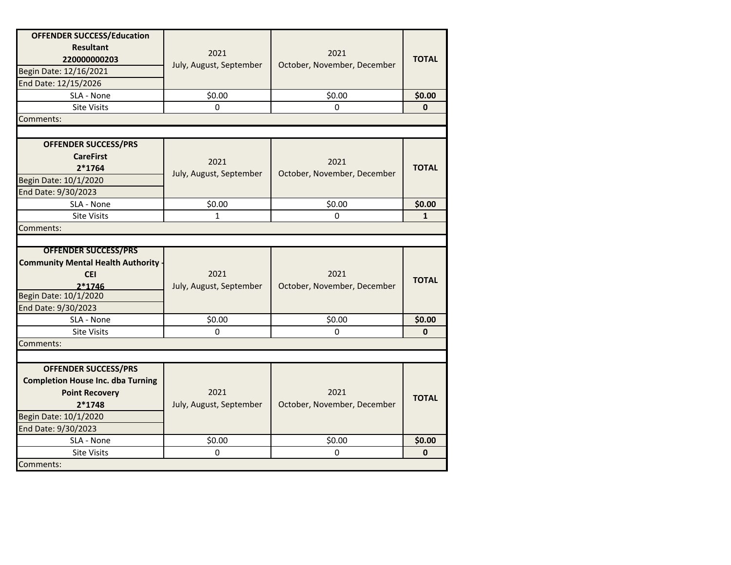| OFFENDER SUCCESS/Education<br>Resultant<br>220000000203<br>Begin Date: 12/16/2021<br>End Date: 12/15/2026 | 2021<br>July, August, September | 2021<br>October, November, December | TOTAL |
|---|---|---|---|
| SLA - None | $0.00 | $0.00 | **$0.00** |
| Site Visits | 0 | 0 | **0** |
| Comments: | | | |

| OFFENDER SUCCESS/PRS<br>CareFirst<br>2*1764<br>Begin Date: 10/1/2020<br>End Date: 9/30/2023 | 2021<br>July, August, September | 2021<br>October, November, December | TOTAL |
|---|---|---|---|
| SLA - None | $0.00 | $0.00 | **$0.00** |
| Site Visits | 1 | 0 | **1** |
| Comments: | | | |

| OFFENDER SUCCESS/PRS<br>Community Mental Health Authority - CEI<br>2*1746<br>Begin Date: 10/1/2020<br>End Date: 9/30/2023 | 2021<br>July, August, September | 2021<br>October, November, December | TOTAL |
|---|---|---|---|
| SLA - None | $0.00 | $0.00 | **$0.00** |
| Site Visits | 0 | 0 | **0** |
| Comments: | | | |

| OFFENDER SUCCESS/PRS<br>Completion House Inc. dba Turning Point Recovery<br>2*1748<br>Begin Date: 10/1/2020<br>End Date: 9/30/2023 | 2021<br>July, August, September | 2021<br>October, November, December | TOTAL |
|---|---|---|---|
| SLA - None | $0.00 | $0.00 | **$0.00** |
| Site Visits | 0 | 0 | **0** |
| Comments: | | | |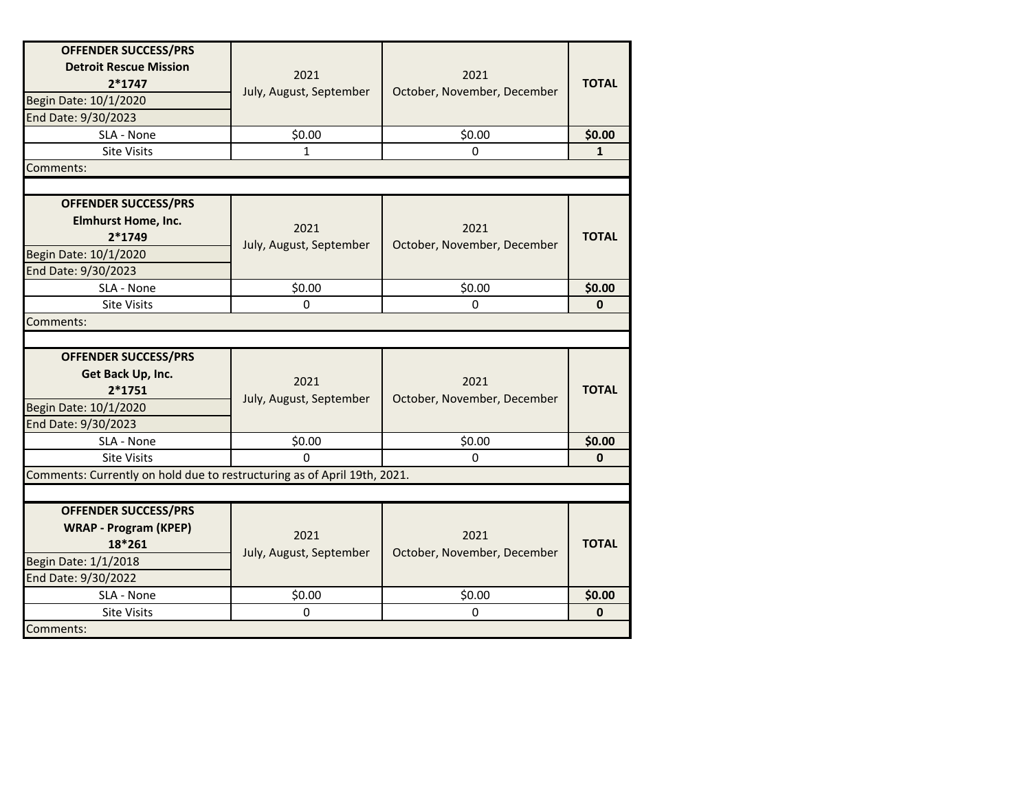| OFFENDER SUCCESS/PRS<br>Detroit Rescue Mission<br>2*1747 | 2021<br>July, August, September | 2021<br>October, November, December | TOTAL |
|---|---|---|---|
| Begin Date: 10/1/2020 | | | |
| End Date: 9/30/2023 | | | |
| SLA - None | $0.00 | $0.00 | **$0.00** |
| Site Visits | 1 | 0 | **1** |
| Comments: | | | |

| OFFENDER SUCCESS/PRS<br>Elmhurst Home, Inc.<br>2*1749 | 2021<br>July, August, September | 2021<br>October, November, December | TOTAL |
|---|---|---|---|
| Begin Date: 10/1/2020 | | | |
| End Date: 9/30/2023 | | | |
| SLA - None | $0.00 | $0.00 | **$0.00** |
| Site Visits | 0 | 0 | **0** |
| Comments: | | | |

| OFFENDER SUCCESS/PRS<br>Get Back Up, Inc.<br>2*1751 | 2021<br>July, August, September | 2021<br>October, November, December | TOTAL |
|---|---|---|---|
| Begin Date: 10/1/2020 | | | |
| End Date: 9/30/2023 | | | |
| SLA - None | $0.00 | $0.00 | **$0.00** |
| Site Visits | 0 | 0 | **0** |
| Comments: Currently on hold due to restructuring as of April 19th, 2021. | | | |

| OFFENDER SUCCESS/PRS<br>WRAP - Program (KPEP)<br>18*261 | 2021<br>July, August, September | 2021<br>October, November, December | TOTAL |
|---|---|---|---|
| Begin Date: 1/1/2018 | | | |
| End Date: 9/30/2022 | | | |
| SLA - None | $0.00 | $0.00 | **$0.00** |
| Site Visits | 0 | 0 | **0** |
| Comments: | | | |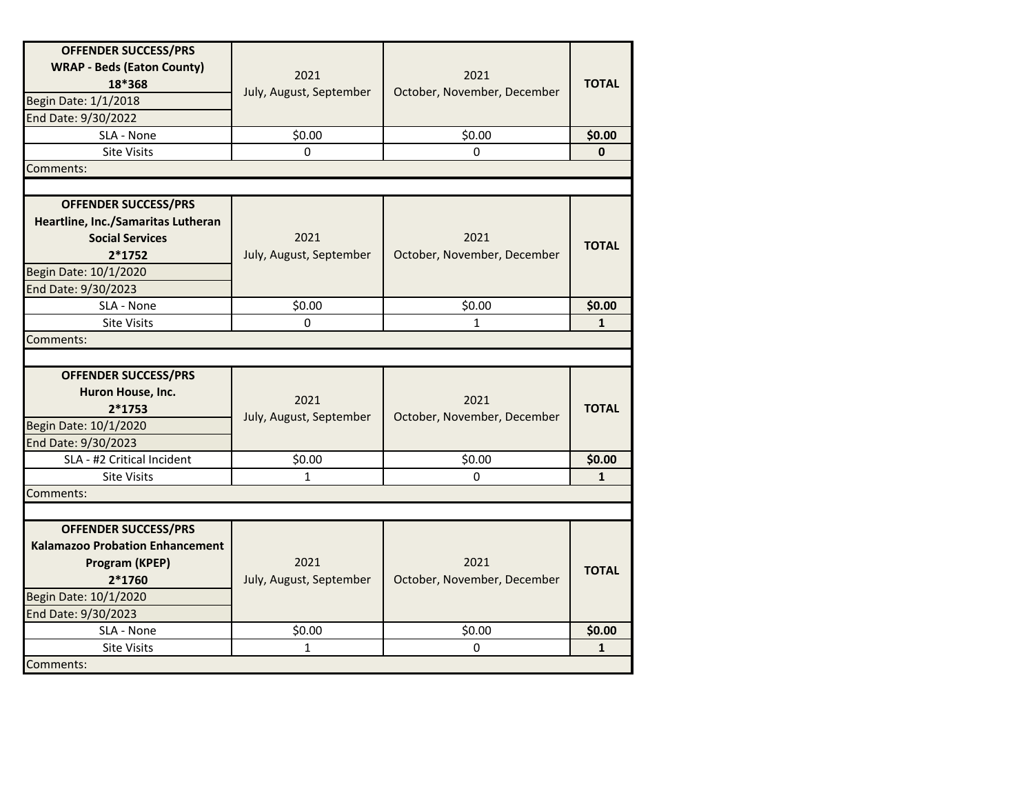| OFFENDER SUCCESS/PRS WRAP - Beds (Eaton County) 18*368 | 2021 July, August, September | 2021 October, November, December | TOTAL |
|---|---|---|---|
| Begin Date: 1/1/2018 | | | |
| End Date: 9/30/2022 | | | |
| SLA - None | $0.00 | $0.00 | **$0.00** |
| Site Visits | 0 | 0 | **0** |
| Comments: | | | |

| OFFENDER SUCCESS/PRS Heartline, Inc./Samaritas Lutheran Social Services 2*1752 | 2021 July, August, September | 2021 October, November, December | TOTAL |
|---|---|---|---|
| Begin Date: 10/1/2020 | | | |
| End Date: 9/30/2023 | | | |
| SLA - None | $0.00 | $0.00 | **$0.00** |
| Site Visits | 0 | 1 | **1** |
| Comments: | | | |

| OFFENDER SUCCESS/PRS Huron House, Inc. 2*1753 | 2021 July, August, September | 2021 October, November, December | TOTAL |
|---|---|---|---|
| Begin Date: 10/1/2020 | | | |
| End Date: 9/30/2023 | | | |
| SLA - #2 Critical Incident | $0.00 | $0.00 | **$0.00** |
| Site Visits | 1 | 0 | **1** |
| Comments: | | | |

| OFFENDER SUCCESS/PRS Kalamazoo Probation Enhancement Program (KPEP) 2*1760 | 2021 July, August, September | 2021 October, November, December | TOTAL |
|---|---|---|---|
| Begin Date: 10/1/2020 | | | |
| End Date: 9/30/2023 | | | |
| SLA - None | $0.00 | $0.00 | **$0.00** |
| Site Visits | 1 | 0 | **1** |
| Comments: | | | |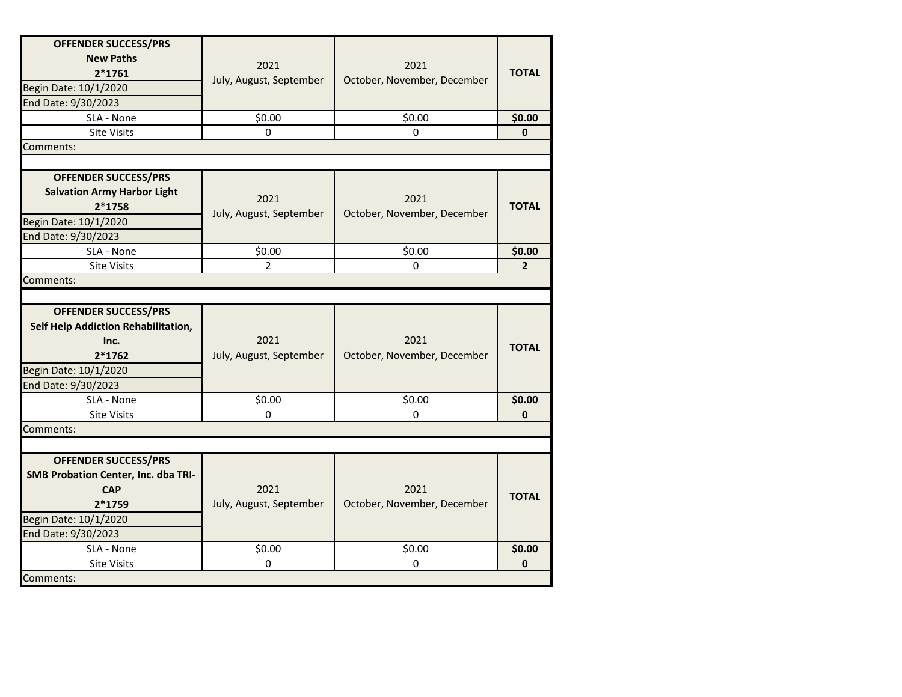| OFFENDER SUCCESS/PRS<br>**New Paths**<br>**2*1761**<br>Begin Date: 10/1/2020<br>End Date: 9/30/2023 | 2021<br>July, August, September | 2021<br>October, November, December | **TOTAL** |
|---|---|---|---|
| SLA - None | $0.00 | $0.00 | **$0.00** |
| Site Visits | 0 | 0 | **0** |
| Comments: | | | |

| OFFENDER SUCCESS/PRS<br>**Salvation Army Harbor Light**<br>**2*1758**<br>Begin Date: 10/1/2020<br>End Date: 9/30/2023 | 2021<br>July, August, September | 2021<br>October, November, December | **TOTAL** |
|---|---|---|---|
| SLA - None | $0.00 | $0.00 | **$0.00** |
| Site Visits | 2 | 0 | **2** |
| Comments: | | | |

| OFFENDER SUCCESS/PRS<br>**Self Help Addiction Rehabilitation, Inc.**<br>**2*1762**<br>Begin Date: 10/1/2020<br>End Date: 9/30/2023 | 2021<br>July, August, September | 2021<br>October, November, December | **TOTAL** |
|---|---|---|---|
| SLA - None | $0.00 | $0.00 | **$0.00** |
| Site Visits | 0 | 0 | **0** |
| Comments: | | | |

| OFFENDER SUCCESS/PRS<br>**SMB Probation Center, Inc. dba TRI-CAP**<br>**2*1759**<br>Begin Date: 10/1/2020<br>End Date: 9/30/2023 | 2021<br>July, August, September | 2021<br>October, November, December | **TOTAL** |
|---|---|---|---|
| SLA - None | $0.00 | $0.00 | **$0.00** |
| Site Visits | 0 | 0 | **0** |
| Comments: | | | |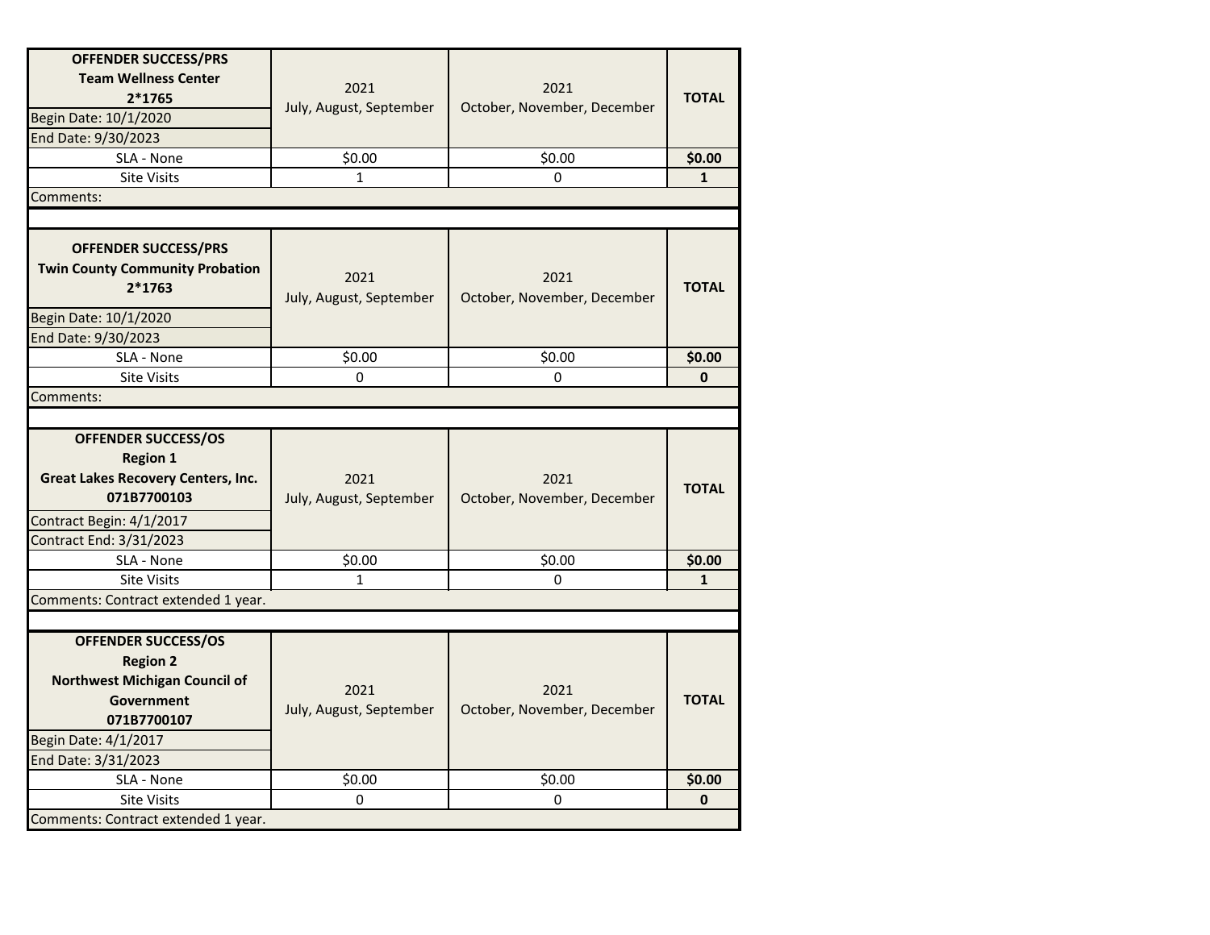| OFFENDER SUCCESS/PRS<br>Team Wellness Center<br>2*1765 | 2021<br>July, August, September | 2021<br>October, November, December | TOTAL |
|---|---|---|---|
| Begin Date: 10/1/2020 | | | |
| End Date: 9/30/2023 | | | |
| SLA - None | $0.00 | $0.00 | **$0.00** |
| Site Visits | 1 | 0 | **1** |
| Comments: | | | |

| OFFENDER SUCCESS/PRS<br>Twin County Community Probation<br>2*1763 | 2021<br>July, August, September | 2021<br>October, November, December | TOTAL |
|---|---|---|---|
| Begin Date: 10/1/2020 | | | |
| End Date: 9/30/2023 | | | |
| SLA - None | $0.00 | $0.00 | **$0.00** |
| Site Visits | 0 | 0 | **0** |
| Comments: | | | |

| OFFENDER SUCCESS/OS<br>Region 1<br>Great Lakes Recovery Centers, Inc.<br>071B7700103 | 2021<br>July, August, September | 2021<br>October, November, December | TOTAL |
|---|---|---|---|
| Contract Begin: 4/1/2017 | | | |
| Contract End: 3/31/2023 | | | |
| SLA - None | $0.00 | $0.00 | **$0.00** |
| Site Visits | 1 | 0 | **1** |
| Comments: Contract extended 1 year. | | | |

| OFFENDER SUCCESS/OS<br>Region 2<br>Northwest Michigan Council of Government<br>071B7700107 | 2021<br>July, August, September | 2021<br>October, November, December | TOTAL |
|---|---|---|---|
| Begin Date: 4/1/2017 | | | |
| End Date: 3/31/2023 | | | |
| SLA - None | $0.00 | $0.00 | **$0.00** |
| Site Visits | 0 | 0 | **0** |
| Comments: Contract extended 1 year. | | | |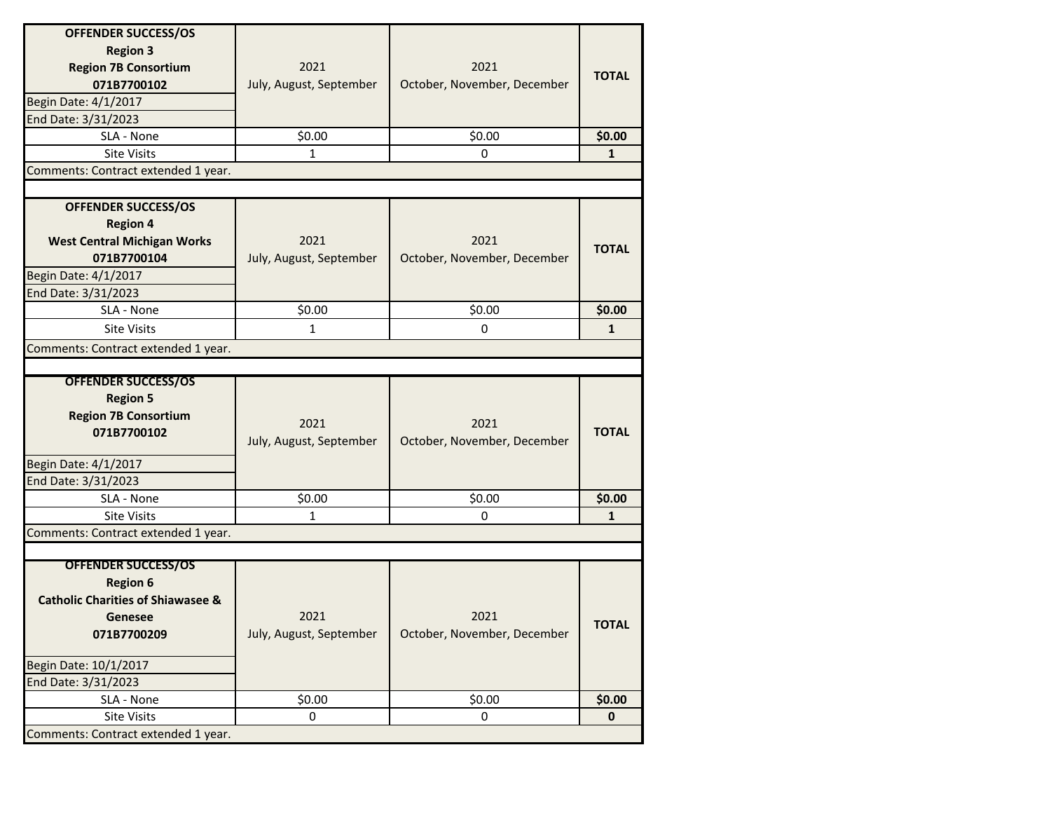| OFFENDER SUCCESS/OS<br>Region 3<br>Region 7B Consortium<br>071B7700102<br>Begin Date: 4/1/2017<br>End Date: 3/31/2023 | 2021<br>July, August, September | 2021<br>October, November, December | TOTAL |
|---|---|---|---|
| SLA - None | $0.00 | $0.00 | **$0.00** |
| Site Visits | 1 | 0 | **1** |
| Comments: Contract extended 1 year. | | | |

| OFFENDER SUCCESS/OS<br>Region 4<br>West Central Michigan Works<br>071B7700104<br>Begin Date: 4/1/2017<br>End Date: 3/31/2023 | 2021<br>July, August, September | 2021<br>October, November, December | TOTAL |
|---|---|---|---|
| SLA - None | $0.00 | $0.00 | **$0.00** |
| Site Visits | 1 | 0 | **1** |
| Comments: Contract extended 1 year. | | | |

| OFFENDER SUCCESS/OS<br>Region 5<br>Region 7B Consortium<br>071B7700102<br>Begin Date: 4/1/2017<br>End Date: 3/31/2023 | 2021<br>July, August, September | 2021<br>October, November, December | TOTAL |
|---|---|---|---|
| SLA - None | $0.00 | $0.00 | **$0.00** |
| Site Visits | 1 | 0 | **1** |
| Comments: Contract extended 1 year. | | | |

| OFFENDER SUCCESS/OS<br>Region 6<br>Catholic Charities of Shiawasee & Genesee<br>071B7700209<br>Begin Date: 10/1/2017<br>End Date: 3/31/2023 | 2021<br>July, August, September | 2021<br>October, November, December | TOTAL |
|---|---|---|---|
| SLA - None | $0.00 | $0.00 | **$0.00** |
| Site Visits | 0 | 0 | **0** |
| Comments: Contract extended 1 year. | | | |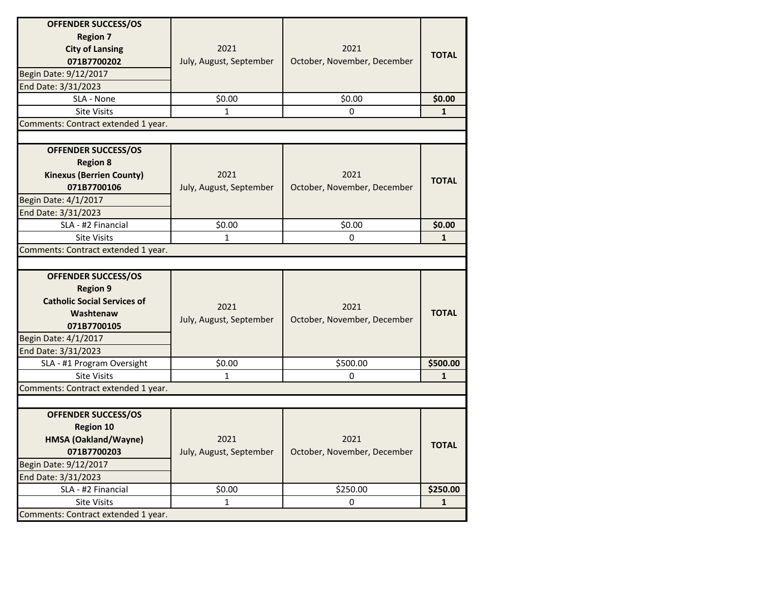| OFFENDER SUCCESS/OS<br>Region 7<br>City of Lansing<br>071B7700202<br>Begin Date: 9/12/2017<br>End Date: 3/31/2023 | 2021<br>July, August, September | 2021<br>October, November, December | TOTAL |
|---|---|---|---|
| SLA - None | $0.00 | $0.00 | **$0.00** |
| Site Visits | 1 | 0 | **1** |
| Comments: Contract extended 1 year. | | | |

| OFFENDER SUCCESS/OS<br>Region 8<br>Kinexus (Berrien County)<br>071B7700106<br>Begin Date: 4/1/2017<br>End Date: 3/31/2023 | 2021<br>July, August, September | 2021<br>October, November, December | TOTAL |
|---|---|---|---|
| SLA - #2 Financial | $0.00 | $0.00 | **$0.00** |
| Site Visits | 1 | 0 | **1** |
| Comments: Contract extended 1 year. | | | |

| OFFENDER SUCCESS/OS<br>Region 9<br>Catholic Social Services of Washtenaw<br>071B7700105<br>Begin Date: 4/1/2017<br>End Date: 3/31/2023 | 2021<br>July, August, September | 2021<br>October, November, December | TOTAL |
|---|---|---|---|
| SLA - #1 Program Oversight | $0.00 | $500.00 | **$500.00** |
| Site Visits | 1 | 0 | **1** |
| Comments: Contract extended 1 year. | | | |

| OFFENDER SUCCESS/OS<br>Region 10<br>HMSA (Oakland/Wayne)<br>071B7700203<br>Begin Date: 9/12/2017<br>End Date: 3/31/2023 | 2021<br>July, August, September | 2021<br>October, November, December | TOTAL |
|---|---|---|---|
| SLA - #2 Financial | $0.00 | $250.00 | **$250.00** |
| Site Visits | 1 | 0 | **1** |
| Comments: Contract extended 1 year. | | | |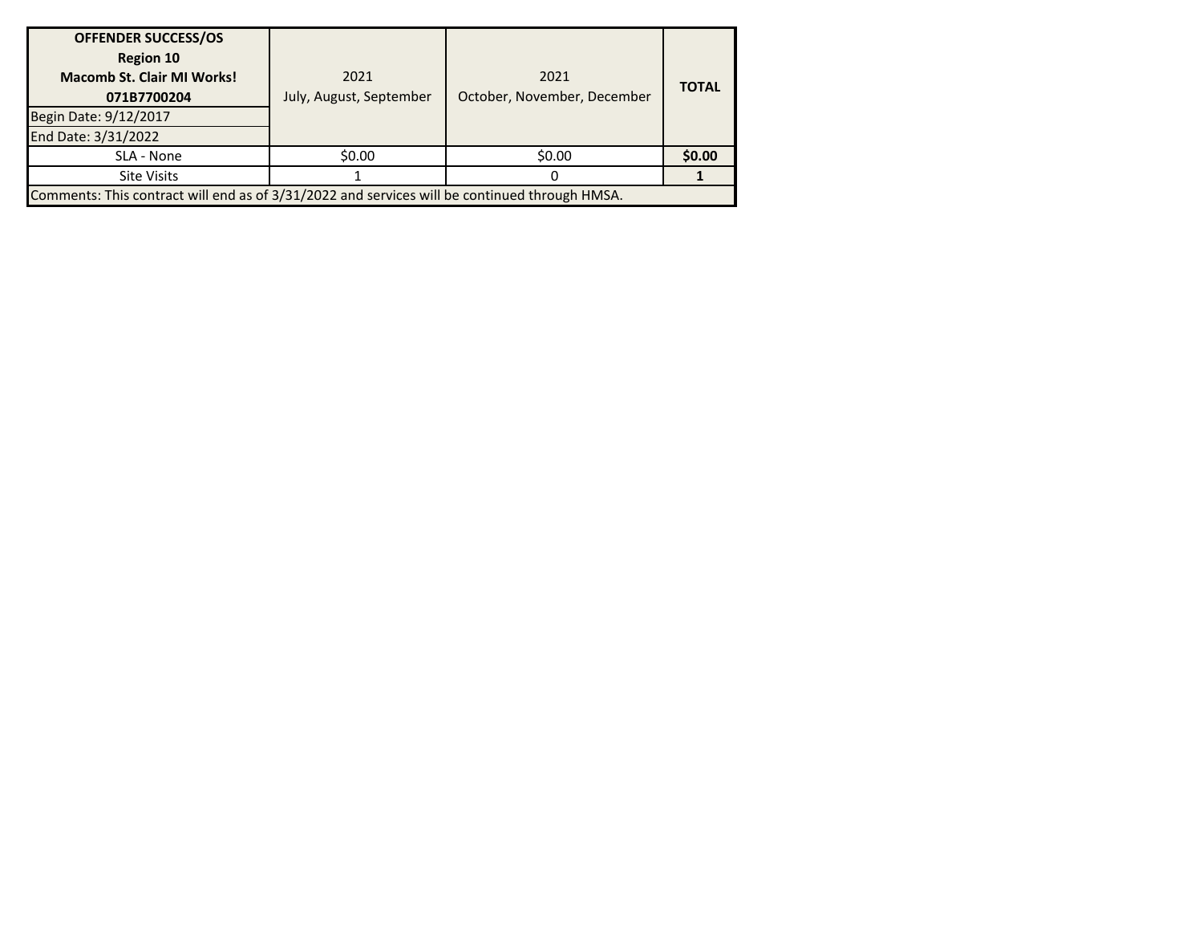| OFFENDER SUCCESS/OS<br>Region 10<br>Macomb St. Clair MI Works!<br>071B7700204<br>Begin Date: 9/12/2017<br>End Date: 3/31/2022 | 2021<br>July, August, September | 2021<br>October, November, December | TOTAL |
|---|---|---|---|
| SLA - None | $0.00 | $0.00 | **$0.00** |
| Site Visits | 1 | 0 | **1** |
| Comments: This contract will end as of 3/31/2022 and services will be continued through HMSA. | | | |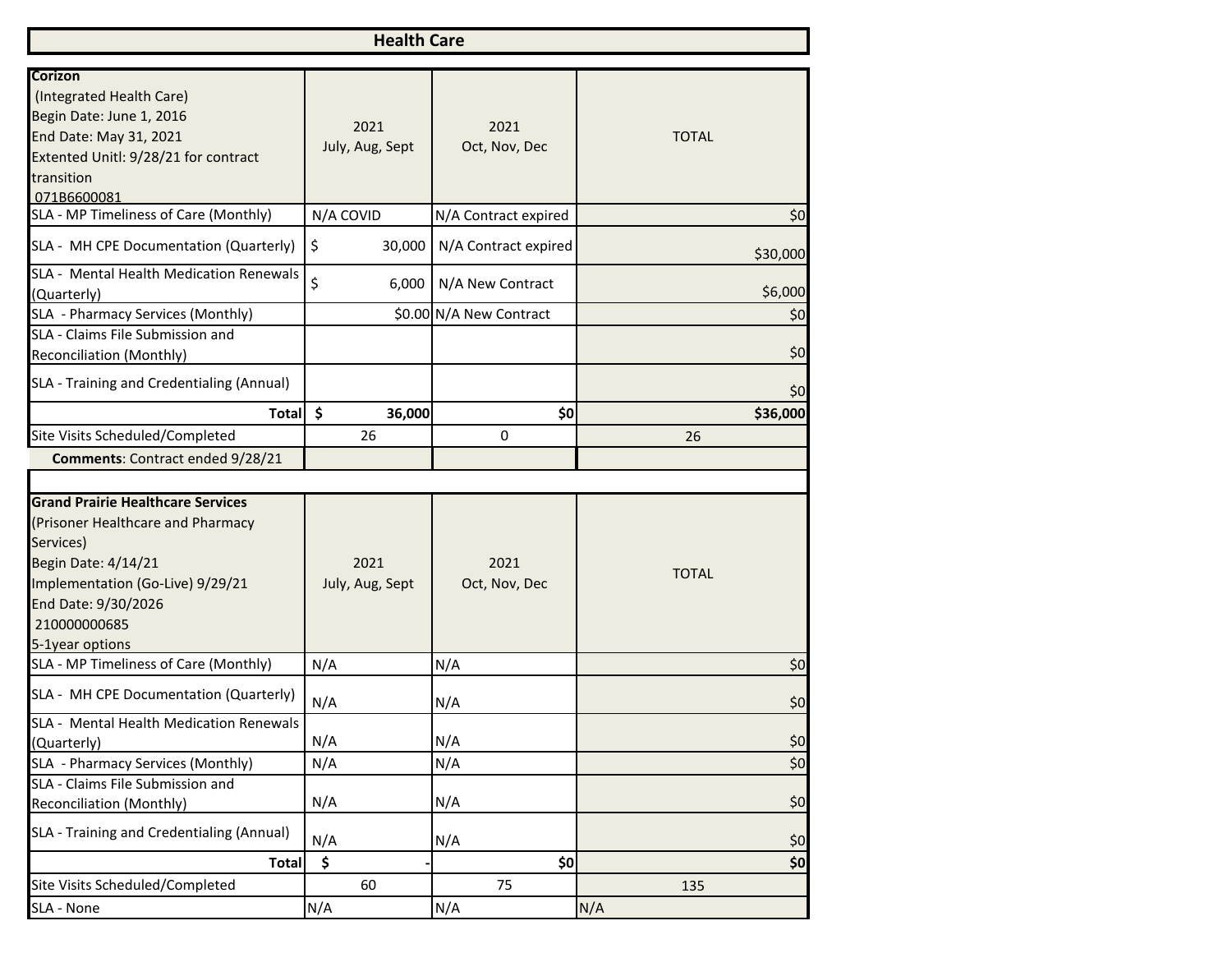# Health Care

| **Corizon** (Integrated Health Care) Begin Date: June 1, 2016 End Date: May 31, 2021 Extented Unitl: 9/28/21 for contract transition 071B6600081 | 2021 July, Aug, Sept | 2021 Oct, Nov, Dec | TOTAL |
|---|---|---|---|
| SLA - MP Timeliness of Care (Monthly) | N/A COVID | N/A Contract expired | $0 |
| SLA - MH CPE Documentation (Quarterly) | $ 30,000 | N/A Contract expired | $30,000 |
| SLA - Mental Health Medication Renewals (Quarterly) | $ 6,000 | N/A New Contract | $6,000 |
| SLA - Pharmacy Services (Monthly) | $0.00 | N/A New Contract | $0 |
| SLA - Claims File Submission and Reconciliation (Monthly) | | | $0 |
| SLA - Training and Credentialing (Annual) | | | $0 |
| **Total** | **$ 36,000** | **$0** | **$36,000** |
| Site Visits Scheduled/Completed | 26 | 0 | 26 |
| **Comments**: Contract ended 9/28/21 | | | |

| **Grand Prairie Healthcare Services** (Prisoner Healthcare and Pharmacy Services) Begin Date: 4/14/21 Implementation (Go-Live) 9/29/21 End Date: 9/30/2026 210000000685 5-1year options | 2021 July, Aug, Sept | 2021 Oct, Nov, Dec | TOTAL |
|---|---|---|---|
| SLA - MP Timeliness of Care (Monthly) | N/A | N/A | $0 |
| SLA - MH CPE Documentation (Quarterly) | N/A | N/A | $0 |
| SLA - Mental Health Medication Renewals (Quarterly) | N/A | N/A | $0 |
| SLA - Pharmacy Services (Monthly) | N/A | N/A | $0 |
| SLA - Claims File Submission and Reconciliation (Monthly) | N/A | N/A | $0 |
| SLA - Training and Credentialing (Annual) | N/A | N/A | $0 |
| **Total** | **$ -** | **$0** | **$0** |
| Site Visits Scheduled/Completed | 60 | 75 | 135 |
| SLA - None | N/A | N/A | N/A |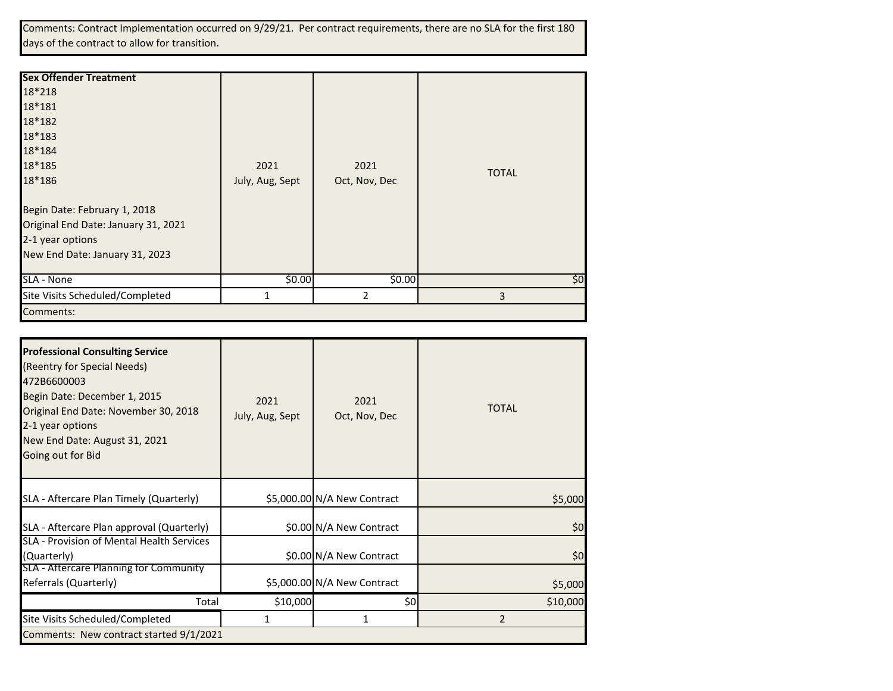Comments: Contract Implementation occurred on 9/29/21. Per contract requirements, there are no SLA for the first 180 days of the contract to allow for transition.

| **Sex Offender Treatment**<br>18*218<br>18*181<br>18*182<br>18*183<br>18*184<br>18*185<br>18*186<br><br>Begin Date: February 1, 2018<br>Original End Date: January 31, 2021<br>2-1 year options<br>New End Date: January 31, 2023 | 2021<br>July, Aug, Sept | 2021<br>Oct, Nov, Dec | TOTAL |
|---|---|---|---|
| SLA - None | $0.00 | $0.00 | $0 |
| Site Visits Scheduled/Completed | 1 | 2 | 3 |
| Comments: | | | |

| **Professional Consulting Service**<br>(Reentry for Special Needs)<br>472B6600003<br>Begin Date: December 1, 2015<br>Original End Date: November 30, 2018<br>2-1 year options<br>New End Date: August 31, 2021<br>Going out for Bid | 2021<br>July, Aug, Sept | 2021<br>Oct, Nov, Dec | TOTAL |
|---|---|---|---|
| SLA - Aftercare Plan Timely (Quarterly) | $5,000.00 | N/A New Contract | $5,000 |
| SLA - Aftercare Plan approval (Quarterly) | $0.00 | N/A New Contract | $0 |
| SLA - Provision of Mental Health Services (Quarterly) | $0.00 | N/A New Contract | $0 |
| SLA - Aftercare Planning for Community Referrals (Quarterly) | $5,000.00 | N/A New Contract | $5,000 |
| Total | $10,000 | $0 | $10,000 |
| Site Visits Scheduled/Completed | 1 | 1 | 2 |
| Comments: New contract started 9/1/2021 | | | |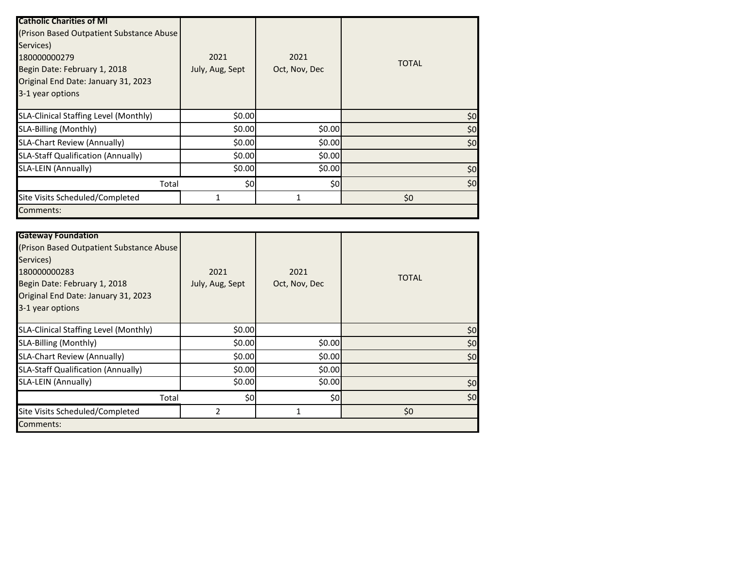| **Catholic Charities of MI**<br>(Prison Based Outpatient Substance Abuse Services)<br>180000000279<br>Begin Date: February 1, 2018<br>Original End Date: January 31, 2023<br>3-1 year options | 2021<br>July, Aug, Sept | 2021<br>Oct, Nov, Dec | TOTAL |
|---|---|---|---|
| SLA-Clinical Staffing Level (Monthly) | $0.00 | | $0 |
| SLA-Billing (Monthly) | $0.00 | $0.00 | $0 |
| SLA-Chart Review (Annually) | $0.00 | $0.00 | $0 |
| SLA-Staff Qualification (Annually) | $0.00 | $0.00 | |
| SLA-LEIN (Annually) | $0.00 | $0.00 | $0 |
| Total | $0 | $0 | $0 |
| Site Visits Scheduled/Completed | 1 | 1 | $0 |
| Comments: | | | |

| **Gateway Foundation**<br>(Prison Based Outpatient Substance Abuse Services)<br>180000000283<br>Begin Date: February 1, 2018<br>Original End Date: January 31, 2023<br>3-1 year options | 2021<br>July, Aug, Sept | 2021<br>Oct, Nov, Dec | TOTAL |
|---|---|---|---|
| SLA-Clinical Staffing Level (Monthly) | $0.00 | | $0 |
| SLA-Billing (Monthly) | $0.00 | $0.00 | $0 |
| SLA-Chart Review (Annually) | $0.00 | $0.00 | $0 |
| SLA-Staff Qualification (Annually) | $0.00 | $0.00 | |
| SLA-LEIN (Annually) | $0.00 | $0.00 | $0 |
| Total | $0 | $0 | $0 |
| Site Visits Scheduled/Completed | 2 | 1 | $0 |
| Comments: | | | |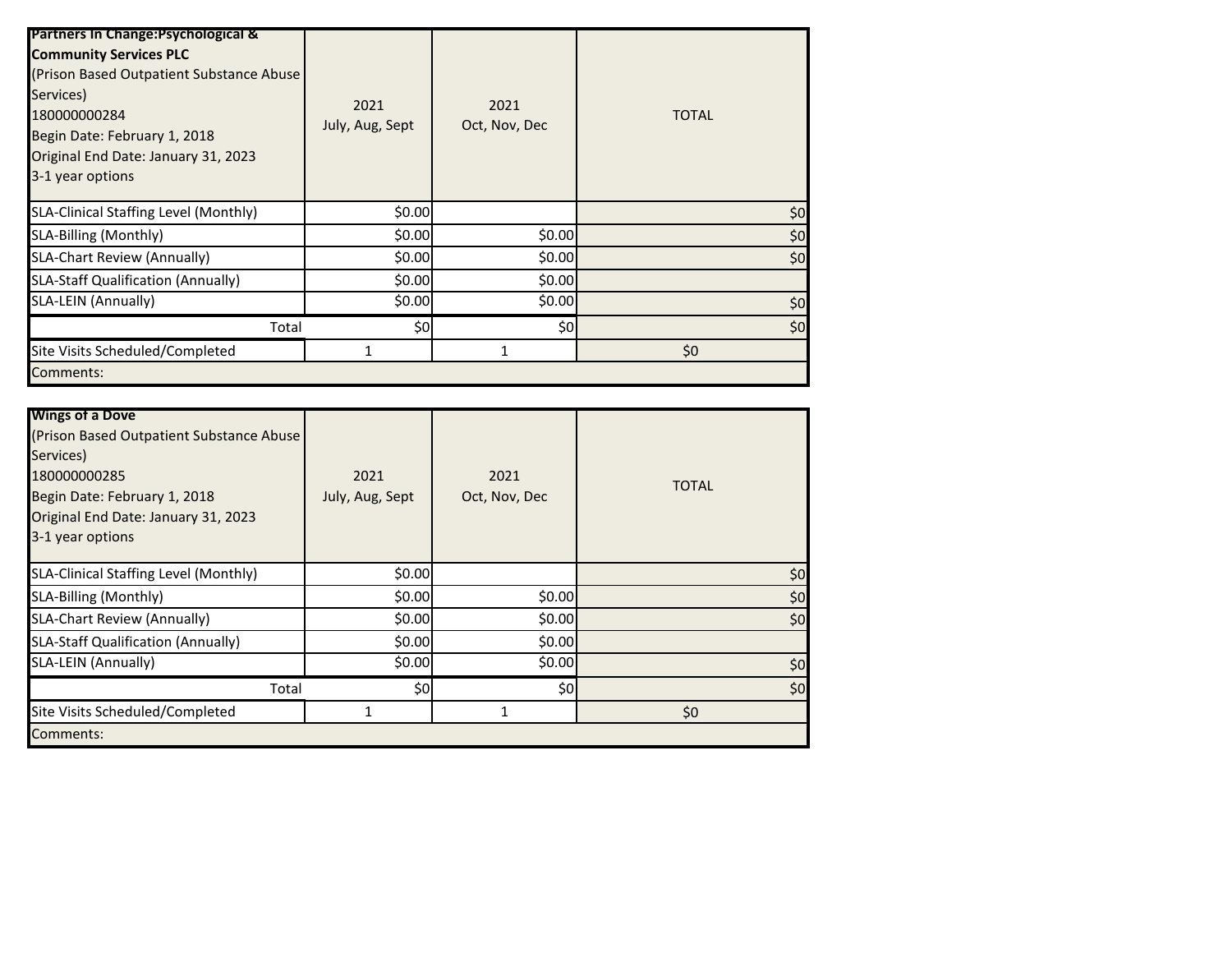| Partners In Change:Psychological & Community Services PLC (Prison Based Outpatient Substance Abuse Services) 180000000284 Begin Date: February 1, 2018 Original End Date: January 31, 2023 3-1 year options | 2021 July, Aug, Sept | 2021 Oct, Nov, Dec | TOTAL |
|---|---|---|---|
| SLA-Clinical Staffing Level (Monthly) | $0.00 | | $0 |
| SLA-Billing (Monthly) | $0.00 | $0.00 | $0 |
| SLA-Chart Review (Annually) | $0.00 | $0.00 | $0 |
| SLA-Staff Qualification (Annually) | $0.00 | $0.00 | |
| SLA-LEIN (Annually) | $0.00 | $0.00 | $0 |
| Total | $0 | $0 | $0 |
| Site Visits Scheduled/Completed | 1 | 1 | $0 |
| Comments: | | | |

| Wings of a Dove (Prison Based Outpatient Substance Abuse Services) 180000000285 Begin Date: February 1, 2018 Original End Date: January 31, 2023 3-1 year options | 2021 July, Aug, Sept | 2021 Oct, Nov, Dec | TOTAL |
|---|---|---|---|
| SLA-Clinical Staffing Level (Monthly) | $0.00 | | $0 |
| SLA-Billing (Monthly) | $0.00 | $0.00 | $0 |
| SLA-Chart Review (Annually) | $0.00 | $0.00 | $0 |
| SLA-Staff Qualification (Annually) | $0.00 | $0.00 | |
| SLA-LEIN (Annually) | $0.00 | $0.00 | $0 |
| Total | $0 | $0 | $0 |
| Site Visits Scheduled/Completed | 1 | 1 | $0 |
| Comments: | | | |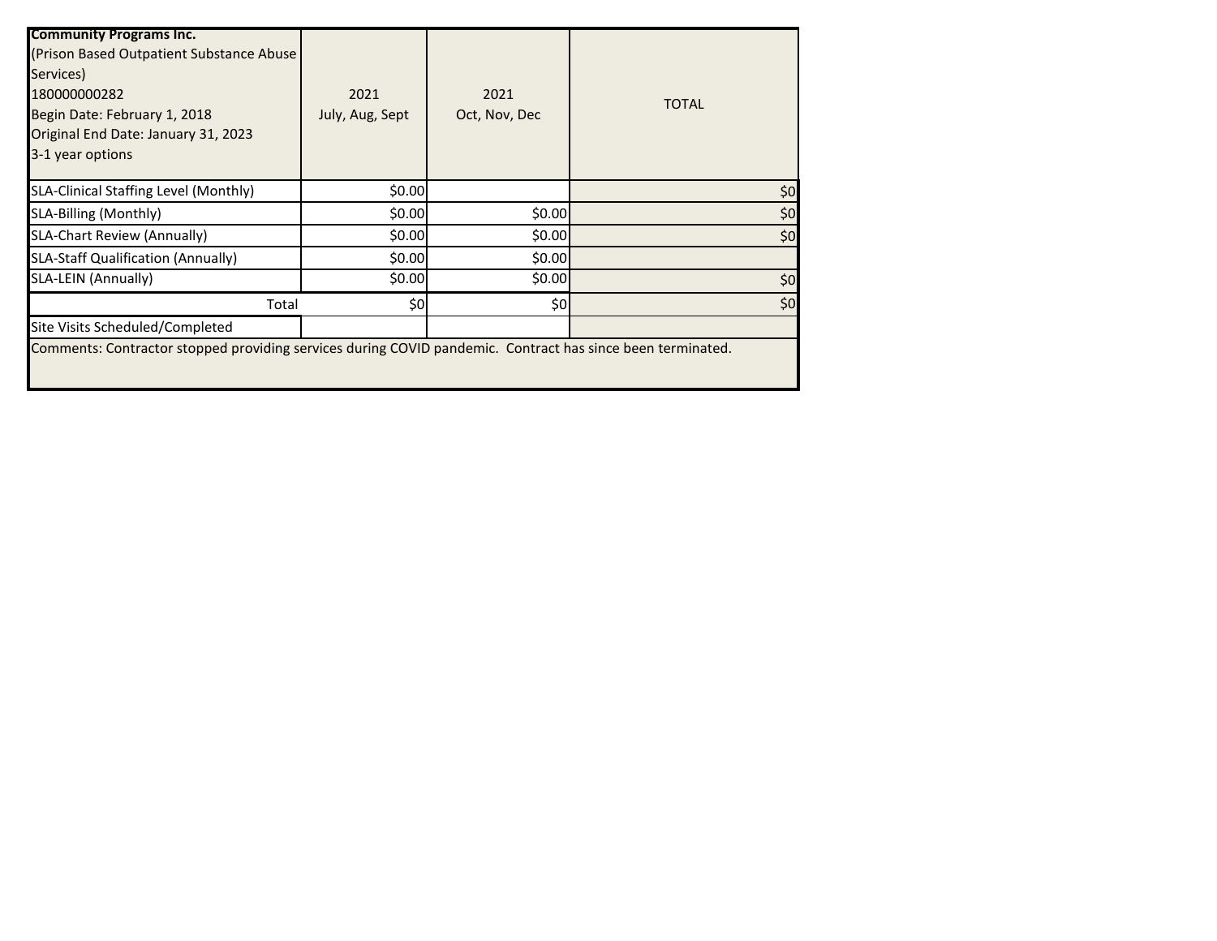| **Community Programs Inc.** (Prison Based Outpatient Substance Abuse Services) 180000000282 Begin Date: February 1, 2018 Original End Date: January 31, 2023 3-1 year options | 2021 July, Aug, Sept | 2021 Oct, Nov, Dec | TOTAL |
| --- | --- | --- | --- |
| SLA-Clinical Staffing Level (Monthly) | $0.00 | | $0 |
| SLA-Billing (Monthly) | $0.00 | $0.00 | $0 |
| SLA-Chart Review (Annually) | $0.00 | $0.00 | $0 |
| SLA-Staff Qualification (Annually) | $0.00 | $0.00 | |
| SLA-LEIN (Annually) | $0.00 | $0.00 | $0 |
| Total | $0 | $0 | $0 |
| Site Visits Scheduled/Completed | | | |

Comments: Contractor stopped providing services during COVID pandemic. Contract has since been terminated.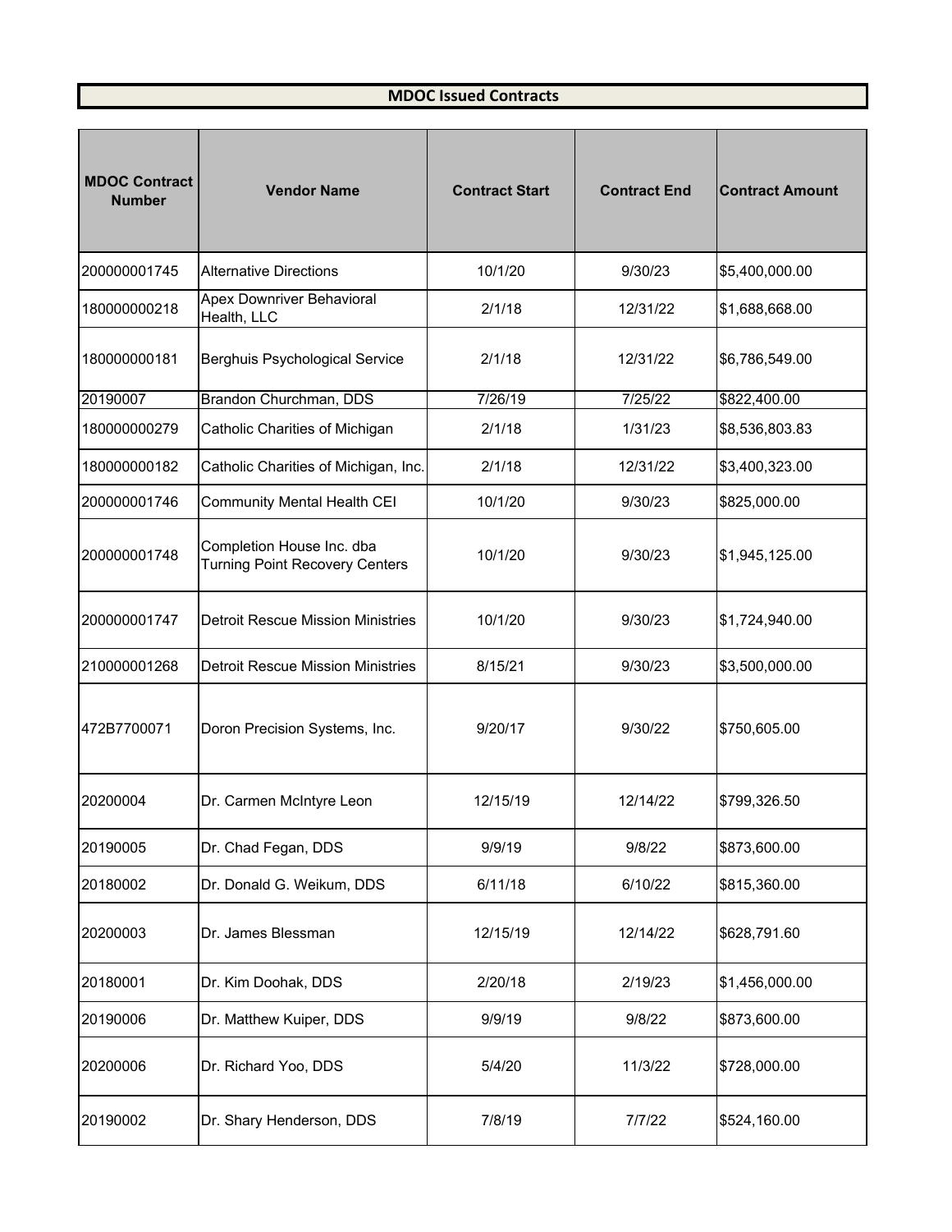## MDOC Issued Contracts

| MDOC Contract Number | Vendor Name | Contract Start | Contract End | Contract Amount |
|---|---|---|---|---|
| 200000001745 | Alternative Directions | 10/1/20 | 9/30/23 | $5,400,000.00 |
| 180000000218 | Apex Downriver Behavioral Health, LLC | 2/1/18 | 12/31/22 | $1,688,668.00 |
| 180000000181 | Berghuis Psychological Service | 2/1/18 | 12/31/22 | $6,786,549.00 |
| 20190007 | Brandon Churchman, DDS | 7/26/19 | 7/25/22 | $822,400.00 |
| 180000000279 | Catholic Charities of Michigan | 2/1/18 | 1/31/23 | $8,536,803.83 |
| 180000000182 | Catholic Charities of Michigan, Inc. | 2/1/18 | 12/31/22 | $3,400,323.00 |
| 200000001746 | Community Mental Health CEI | 10/1/20 | 9/30/23 | $825,000.00 |
| 200000001748 | Completion House Inc. dba Turning Point Recovery Centers | 10/1/20 | 9/30/23 | $1,945,125.00 |
| 200000001747 | Detroit Rescue Mission Ministries | 10/1/20 | 9/30/23 | $1,724,940.00 |
| 210000001268 | Detroit Rescue Mission Ministries | 8/15/21 | 9/30/23 | $3,500,000.00 |
| 472B7700071 | Doron Precision Systems, Inc. | 9/20/17 | 9/30/22 | $750,605.00 |
| 20200004 | Dr. Carmen McIntyre Leon | 12/15/19 | 12/14/22 | $799,326.50 |
| 20190005 | Dr. Chad Fegan, DDS | 9/9/19 | 9/8/22 | $873,600.00 |
| 20180002 | Dr. Donald G. Weikum, DDS | 6/11/18 | 6/10/22 | $815,360.00 |
| 20200003 | Dr. James Blessman | 12/15/19 | 12/14/22 | $628,791.60 |
| 20180001 | Dr. Kim Doohak, DDS | 2/20/18 | 2/19/23 | $1,456,000.00 |
| 20190006 | Dr. Matthew Kuiper, DDS | 9/9/19 | 9/8/22 | $873,600.00 |
| 20200006 | Dr. Richard Yoo, DDS | 5/4/20 | 11/3/22 | $728,000.00 |
| 20190002 | Dr. Shary Henderson, DDS | 7/8/19 | 7/7/22 | $524,160.00 |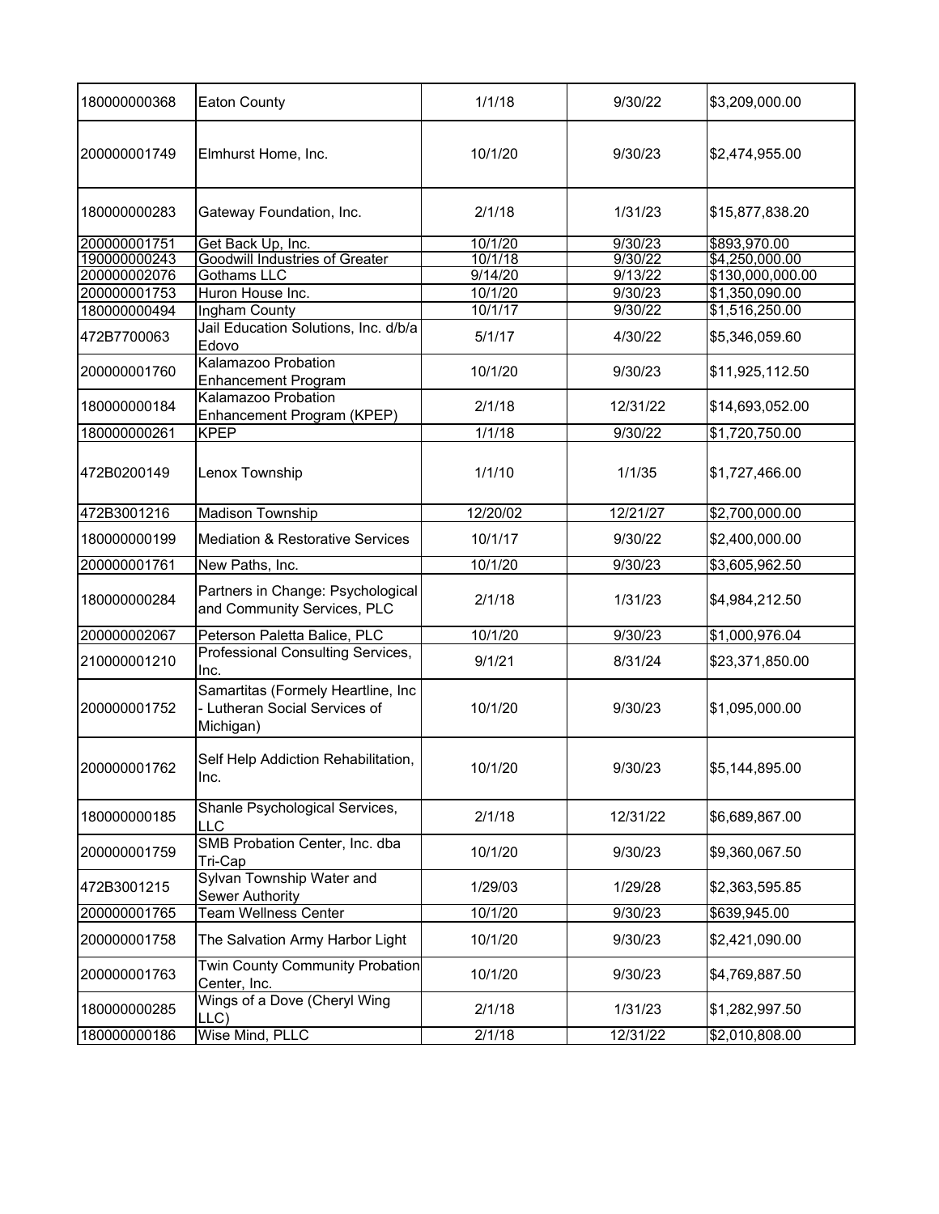| | | | | |
|---|---|---|---|---|
| 180000000368 | Eaton County | 1/1/18 | 9/30/22 | $3,209,000.00 |
| 200000001749 | Elmhurst Home, Inc. | 10/1/20 | 9/30/23 | $2,474,955.00 |
| 180000000283 | Gateway Foundation, Inc. | 2/1/18 | 1/31/23 | $15,877,838.20 |
| 200000001751 | Get Back Up, Inc. | 10/1/20 | 9/30/23 | $893,970.00 |
| 190000000243 | Goodwill Industries of Greater | 10/1/18 | 9/30/22 | $4,250,000.00 |
| 200000002076 | Gothams LLC | 9/14/20 | 9/13/22 | $130,000,000.00 |
| 200000001753 | Huron House Inc. | 10/1/20 | 9/30/23 | $1,350,090.00 |
| 180000000494 | Ingham County | 10/1/17 | 9/30/22 | $1,516,250.00 |
| 472B7700063 | Jail Education Solutions, Inc. d/b/a Edovo | 5/1/17 | 4/30/22 | $5,346,059.60 |
| 200000001760 | Kalamazoo Probation Enhancement Program | 10/1/20 | 9/30/23 | $11,925,112.50 |
| 180000000184 | Kalamazoo Probation Enhancement Program (KPEP) | 2/1/18 | 12/31/22 | $14,693,052.00 |
| 180000000261 | KPEP | 1/1/18 | 9/30/22 | $1,720,750.00 |
| 472B0200149 | Lenox Township | 1/1/10 | 1/1/35 | $1,727,466.00 |
| 472B3001216 | Madison Township | 12/20/02 | 12/21/27 | $2,700,000.00 |
| 180000000199 | Mediation & Restorative Services | 10/1/17 | 9/30/22 | $2,400,000.00 |
| 200000001761 | New Paths, Inc. | 10/1/20 | 9/30/23 | $3,605,962.50 |
| 180000000284 | Partners in Change: Psychological and Community Services, PLC | 2/1/18 | 1/31/23 | $4,984,212.50 |
| 200000002067 | Peterson Paletta Balice, PLC | 10/1/20 | 9/30/23 | $1,000,976.04 |
| 210000001210 | Professional Consulting Services, Inc. | 9/1/21 | 8/31/24 | $23,371,850.00 |
| 200000001752 | Samartitas (Formely Heartline, Inc - Lutheran Social Services of Michigan) | 10/1/20 | 9/30/23 | $1,095,000.00 |
| 200000001762 | Self Help Addiction Rehabilitation, Inc. | 10/1/20 | 9/30/23 | $5,144,895.00 |
| 180000000185 | Shanle Psychological Services, LLC | 2/1/18 | 12/31/22 | $6,689,867.00 |
| 200000001759 | SMB Probation Center, Inc. dba Tri-Cap | 10/1/20 | 9/30/23 | $9,360,067.50 |
| 472B3001215 | Sylvan Township Water and Sewer Authority | 1/29/03 | 1/29/28 | $2,363,595.85 |
| 200000001765 | Team Wellness Center | 10/1/20 | 9/30/23 | $639,945.00 |
| 200000001758 | The Salvation Army Harbor Light | 10/1/20 | 9/30/23 | $2,421,090.00 |
| 200000001763 | Twin County Community Probation Center, Inc. | 10/1/20 | 9/30/23 | $4,769,887.50 |
| 180000000285 | Wings of a Dove (Cheryl Wing LLC) | 2/1/18 | 1/31/23 | $1,282,997.50 |
| 180000000186 | Wise Mind, PLLC | 2/1/18 | 12/31/22 | $2,010,808.00 |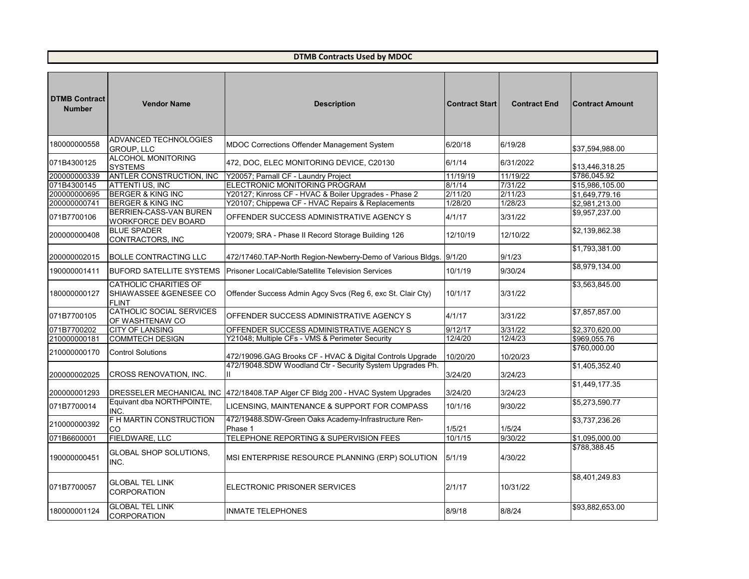## DTMB Contracts Used by MDOC

| DTMB Contract Number | Vendor Name | Description | Contract Start | Contract End | Contract Amount |
|---|---|---|---|---|---|
| 180000000558 | ADVANCED TECHNOLOGIES GROUP, LLC | MDOC Corrections Offender Management System | 6/20/18 | 6/19/28 | $37,594,988.00 |
| 071B4300125 | ALCOHOL MONITORING SYSTEMS | 472, DOC, ELEC MONITORING DEVICE, C20130 | 6/1/14 | 6/31/2022 | $13,446,318.25 |
| 200000000339 | ANTLER CONSTRUCTION, INC | Y20057; Parnall CF - Laundry Project | 11/19/19 | 11/19/22 | $786,045.92 |
| 071B4300145 | ATTENTI US, INC | ELECTRONIC MONITORING PROGRAM | 8/1/14 | 7/31/22 | $15,986,105.00 |
| 200000000695 | BERGER & KING INC | Y20127; Kinross CF - HVAC & Boiler Upgrades - Phase 2 | 2/11/20 | 2/11/23 | $1,649,779.16 |
| 200000000741 | BERGER & KING INC | Y20107; Chippewa CF - HVAC Repairs & Replacements | 1/28/20 | 1/28/23 | $2,981,213.00 |
| 071B7700106 | BERRIEN-CASS-VAN BUREN WORKFORCE DEV BOARD | OFFENDER SUCCESS ADMINISTRATIVE AGENCY S | 4/1/17 | 3/31/22 | $9,957,237.00 |
| 200000000408 | BLUE SPADER CONTRACTORS, INC | Y20079; SRA - Phase II Record Storage Building 126 | 12/10/19 | 12/10/22 | $2,139,862.38 |
| 200000002015 | BOLLE CONTRACTING LLC | 472/17460.TAP-North Region-Newberry-Demo of Various Bldgs. | 9/1/20 | 9/1/23 | $1,793,381.00 |
| 190000001411 | BUFORD SATELLITE SYSTEMS | Prisoner Local/Cable/Satellite Television Services | 10/1/19 | 9/30/24 | $8,979,134.00 |
| 180000000127 | CATHOLIC CHARITIES OF SHIAWASSEE &GENESEE CO FLINT | Offender Success Admin Agcy Svcs (Reg 6, exc St. Clair Cty) | 10/1/17 | 3/31/22 | $3,563,845.00 |
| 071B7700105 | CATHOLIC SOCIAL SERVICES OF WASHTENAW CO | OFFENDER SUCCESS ADMINISTRATIVE AGENCY S | 4/1/17 | 3/31/22 | $7,857,857.00 |
| 071B7700202 | CITY OF LANSING | OFFENDER SUCCESS ADMINISTRATIVE AGENCY S | 9/12/17 | 3/31/22 | $2,370,620.00 |
| 210000000181 | COMMTECH DESIGN | Y21048; Multiple CFs - VMS & Perimeter Security | 12/4/20 | 12/4/23 | $969,055.76 |
| 210000000170 | Control Solutions | 472/19096.GAG Brooks CF - HVAC & Digital Controls Upgrade | 10/20/20 | 10/20/23 | $760,000.00 |
| 200000002025 | CROSS RENOVATION, INC. | 472/19048.SDW Woodland Ctr - Security System Upgrades Ph. II | 3/24/20 | 3/24/23 | $1,405,352.40 |
| 200000001293 | DRESSELER MECHANICAL INC | 472/18408.TAP Alger CF Bldg 200 - HVAC System Upgrades | 3/24/20 | 3/24/23 | $1,449,177.35 |
| 071B7700014 | Equivant dba NORTHPOINTE, INC. | LICENSING, MAINTENANCE & SUPPORT FOR COMPASS | 10/1/16 | 9/30/22 | $5,273,590.77 |
| 210000000392 | F H MARTIN CONSTRUCTION CO | 472/19488.SDW-Green Oaks Academy-Infrastructure Ren-Phase 1 | 1/5/21 | 1/5/24 | $3,737,236.26 |
| 071B6600001 | FIELDWARE, LLC | TELEPHONE REPORTING & SUPERVISION FEES | 10/1/15 | 9/30/22 | $1,095,000.00 |
| 190000000451 | GLOBAL SHOP SOLUTIONS, INC. | MSI ENTERPRISE RESOURCE PLANNING (ERP) SOLUTION | 5/1/19 | 4/30/22 | $788,388.45 |
| 071B7700057 | GLOBAL TEL LINK CORPORATION | ELECTRONIC PRISONER SERVICES | 2/1/17 | 10/31/22 | $8,401,249.83 |
| 180000001124 | GLOBAL TEL LINK CORPORATION | INMATE TELEPHONES | 8/9/18 | 8/8/24 | $93,882,653.00 |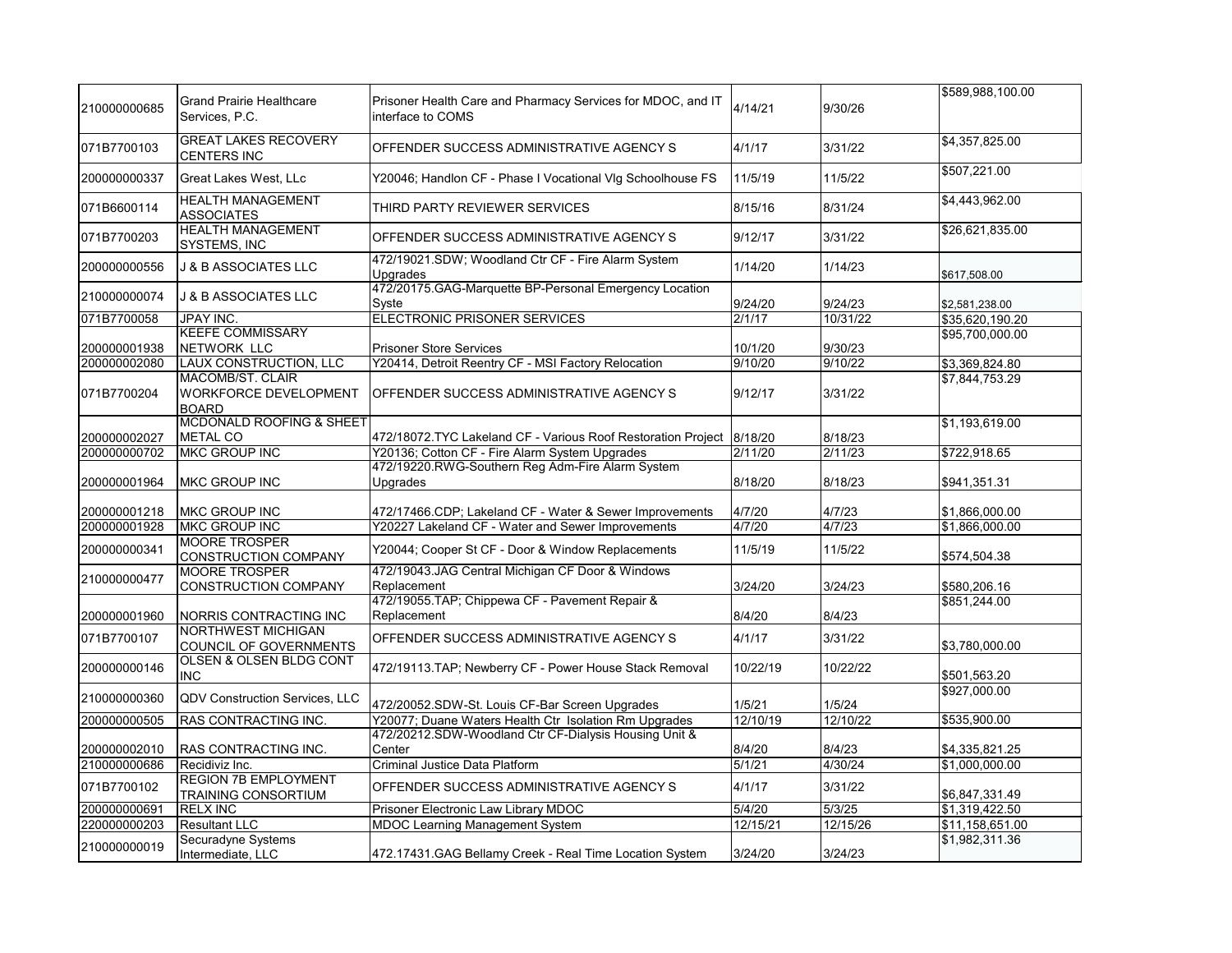| | | | | | |
|---|---|---|---|---|---|
| 210000000685 | Grand Prairie Healthcare Services, P.C. | Prisoner Health Care and Pharmacy Services for MDOC, and IT interface to COMS | 4/14/21 | 9/30/26 | $589,988,100.00 |
| 071B7700103 | GREAT LAKES RECOVERY CENTERS INC | OFFENDER SUCCESS ADMINISTRATIVE AGENCY S | 4/1/17 | 3/31/22 | $4,357,825.00 |
| 200000000337 | Great Lakes West, LLc | Y20046; Handlon CF - Phase I Vocational Vlg Schoolhouse FS | 11/5/19 | 11/5/22 | $507,221.00 |
| 071B6600114 | HEALTH MANAGEMENT ASSOCIATES | THIRD PARTY REVIEWER SERVICES | 8/15/16 | 8/31/24 | $4,443,962.00 |
| 071B7700203 | HEALTH MANAGEMENT SYSTEMS, INC | OFFENDER SUCCESS ADMINISTRATIVE AGENCY S | 9/12/17 | 3/31/22 | $26,621,835.00 |
| 200000000556 | J & B ASSOCIATES LLC | 472/19021.SDW; Woodland Ctr CF - Fire Alarm System Upgrades | 1/14/20 | 1/14/23 | $617,508.00 |
| 210000000074 | J & B ASSOCIATES LLC | 472/20175.GAG-Marquette BP-Personal Emergency Location Syste | 9/24/20 | 9/24/23 | $2,581,238.00 |
| 071B7700058 | JPAY INC. | ELECTRONIC PRISONER SERVICES | 2/1/17 | 10/31/22 | $35,620,190.20 |
| 200000001938 | KEEFE COMMISSARY NETWORK LLC | Prisoner Store Services | 10/1/20 | 9/30/23 | $95,700,000.00 |
| 200000002080 | LAUX CONSTRUCTION, LLC | Y20414, Detroit Reentry CF - MSI Factory Relocation | 9/10/20 | 9/10/22 | $3,369,824.80 |
| 071B7700204 | MACOMB/ST. CLAIR WORKFORCE DEVELOPMENT BOARD | OFFENDER SUCCESS ADMINISTRATIVE AGENCY S | 9/12/17 | 3/31/22 | $7,844,753.29 |
| 200000002027 | MCDONALD ROOFING & SHEET METAL CO | 472/18072.TYC Lakeland CF - Various Roof Restoration Project | 8/18/20 | 8/18/23 | $1,193,619.00 |
| 200000000702 | MKC GROUP INC | Y20136; Cotton CF - Fire Alarm System Upgrades | 2/11/20 | 2/11/23 | $722,918.65 |
| 200000001964 | MKC GROUP INC | 472/19220.RWG-Southern Reg Adm-Fire Alarm System Upgrades | 8/18/20 | 8/18/23 | $941,351.31 |
| 200000001218 | MKC GROUP INC | 472/17466.CDP; Lakeland CF - Water & Sewer Improvements | 4/7/20 | 4/7/23 | $1,866,000.00 |
| 200000001928 | MKC GROUP INC | Y20227 Lakeland CF - Water and Sewer Improvements | 4/7/20 | 4/7/23 | $1,866,000.00 |
| 200000000341 | MOORE TROSPER CONSTRUCTION COMPANY | Y20044; Cooper St CF - Door & Window Replacements | 11/5/19 | 11/5/22 | $574,504.38 |
| 210000000477 | MOORE TROSPER CONSTRUCTION COMPANY | 472/19043.JAG Central Michigan CF Door & Windows Replacement | 3/24/20 | 3/24/23 | $580,206.16 |
| 200000001960 | NORRIS CONTRACTING INC | 472/19055.TAP; Chippewa CF - Pavement Repair & Replacement | 8/4/20 | 8/4/23 | $851,244.00 |
| 071B7700107 | NORTHWEST MICHIGAN COUNCIL OF GOVERNMENTS | OFFENDER SUCCESS ADMINISTRATIVE AGENCY S | 4/1/17 | 3/31/22 | $3,780,000.00 |
| 200000000146 | OLSEN & OLSEN BLDG CONT INC | 472/19113.TAP; Newberry CF - Power House Stack Removal | 10/22/19 | 10/22/22 | $501,563.20 |
| 210000000360 | QDV Construction Services, LLC | 472/20052.SDW-St. Louis CF-Bar Screen Upgrades | 1/5/21 | 1/5/24 | $927,000.00 |
| 200000000505 | RAS CONTRACTING INC. | Y20077; Duane Waters Health Ctr Isolation Rm Upgrades | 12/10/19 | 12/10/22 | $535,900.00 |
| 200000002010 | RAS CONTRACTING INC. | 472/20212.SDW-Woodland Ctr CF-Dialysis Housing Unit & Center | 8/4/20 | 8/4/23 | $4,335,821.25 |
| 210000000686 | Recidiviz Inc. | Criminal Justice Data Platform | 5/1/21 | 4/30/24 | $1,000,000.00 |
| 071B7700102 | REGION 7B EMPLOYMENT TRAINING CONSORTIUM | OFFENDER SUCCESS ADMINISTRATIVE AGENCY S | 4/1/17 | 3/31/22 | $6,847,331.49 |
| 200000000691 | RELX INC | Prisoner Electronic Law Library MDOC | 5/4/20 | 5/3/25 | $1,319,422.50 |
| 220000000203 | Resultant LLC | MDOC Learning Management System | 12/15/21 | 12/15/26 | $11,158,651.00 |
| 210000000019 | Securadyne Systems Intermediate, LLC | 472.17431.GAG Bellamy Creek - Real Time Location System | 3/24/20 | 3/24/23 | $1,982,311.36 |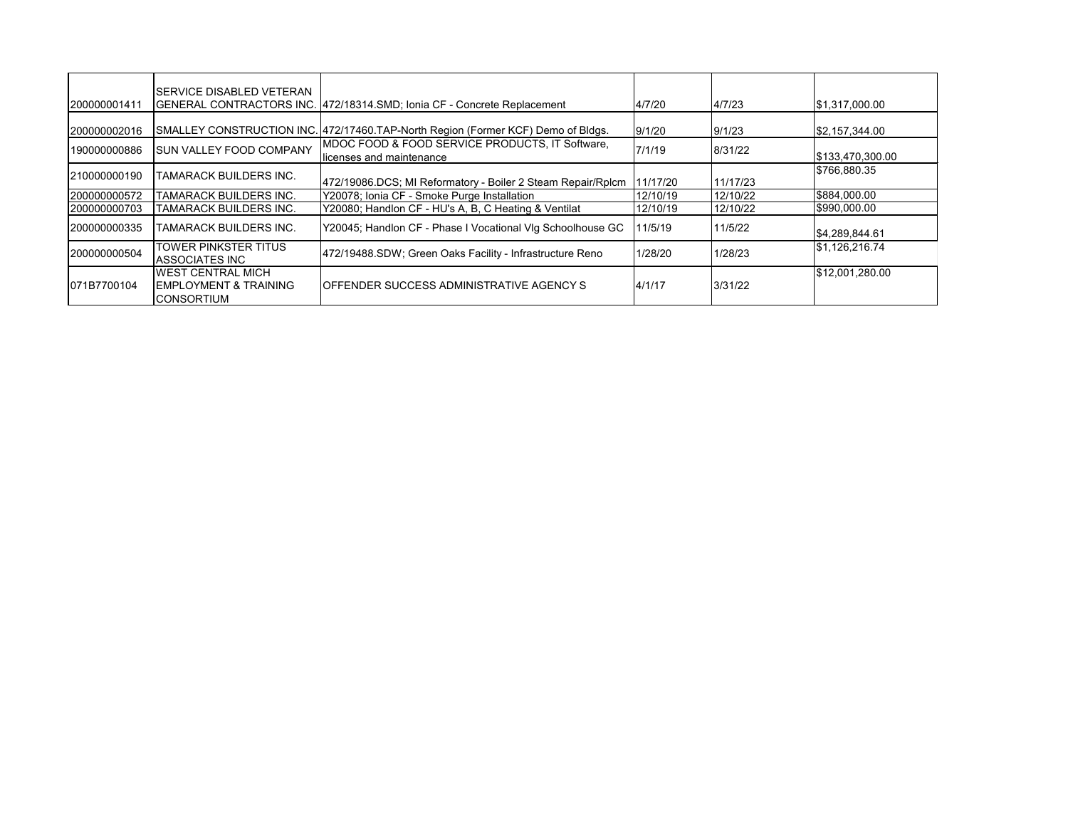| | | | | | |
|---|---|---|---|---|---|
| 200000001411 | SERVICE DISABLED VETERAN GENERAL CONTRACTORS INC. | 472/18314.SMD; Ionia CF - Concrete Replacement | 4/7/20 | 4/7/23 | $1,317,000.00 |
| 200000002016 | SMALLEY CONSTRUCTION INC. | 472/17460.TAP-North Region (Former KCF) Demo of Bldgs. | 9/1/20 | 9/1/23 | $2,157,344.00 |
| 190000000886 | SUN VALLEY FOOD COMPANY | MDOC FOOD & FOOD SERVICE PRODUCTS, IT Software, licenses and maintenance | 7/1/19 | 8/31/22 | $133,470,300.00 |
| 210000000190 | TAMARACK BUILDERS INC. | 472/19086.DCS; MI Reformatory - Boiler 2 Steam Repair/Rplcm | 11/17/20 | 11/17/23 | $766,880.35 |
| 200000000572 | TAMARACK BUILDERS INC. | Y20078; Ionia CF - Smoke Purge Installation | 12/10/19 | 12/10/22 | $884,000.00 |
| 200000000703 | TAMARACK BUILDERS INC. | Y20080; Handlon CF - HU's A, B, C Heating & Ventilat | 12/10/19 | 12/10/22 | $990,000.00 |
| 200000000335 | TAMARACK BUILDERS INC. | Y20045; Handlon CF - Phase I Vocational Vlg Schoolhouse GC | 11/5/19 | 11/5/22 | $4,289,844.61 |
| 200000000504 | TOWER PINKSTER TITUS ASSOCIATES INC | 472/19488.SDW; Green Oaks Facility - Infrastructure Reno | 1/28/20 | 1/28/23 | $1,126,216.74 |
| 071B7700104 | WEST CENTRAL MICH EMPLOYMENT & TRAINING CONSORTIUM | OFFENDER SUCCESS ADMINISTRATIVE AGENCY S | 4/1/17 | 3/31/22 | $12,001,280.00 |